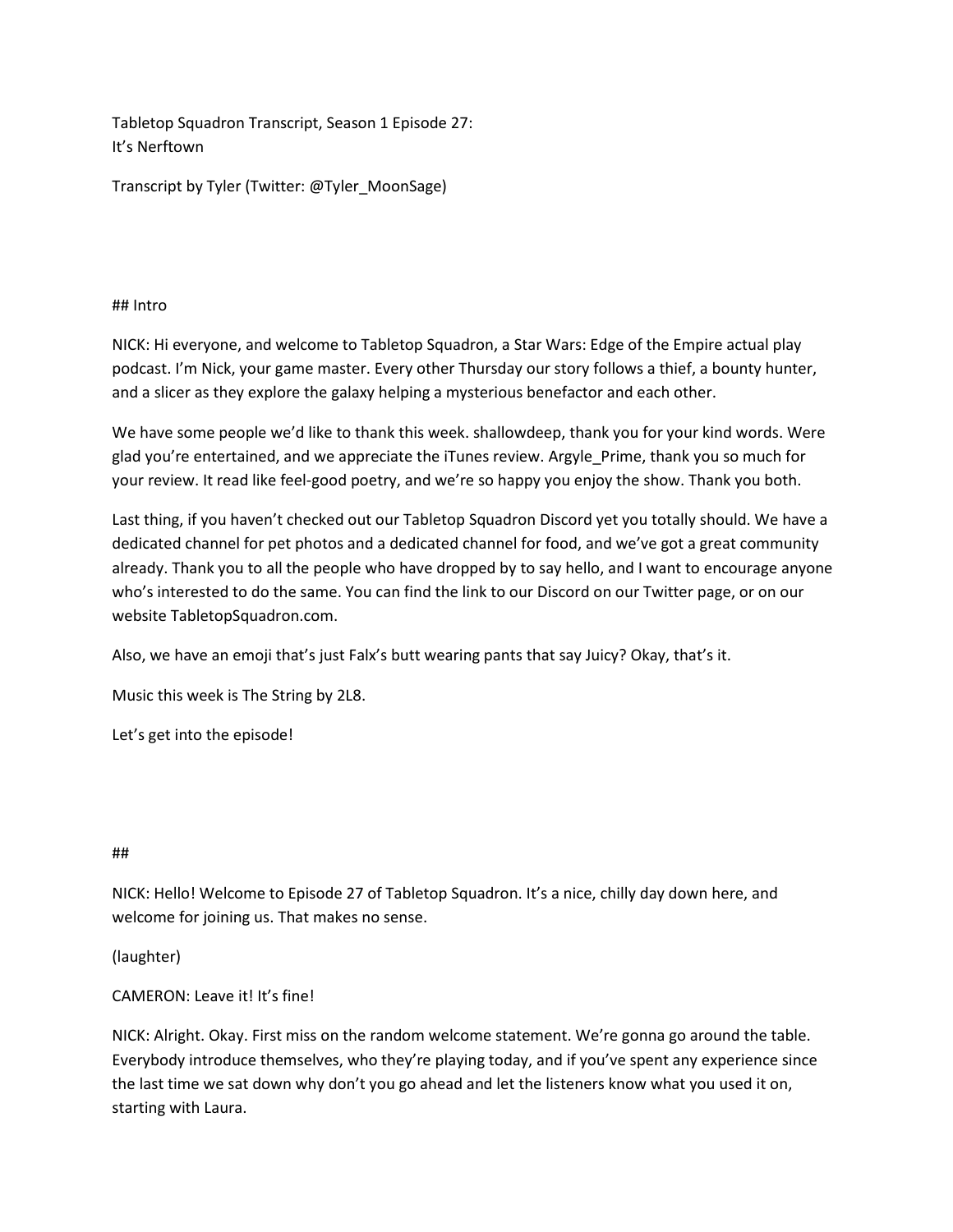Tabletop Squadron Transcript, Season 1 Episode 27:
It's Nerftown

Transcript by Tyler (Twitter: @Tyler_MoonSage)

## Intro

NICK: Hi everyone, and welcome to Tabletop Squadron, a Star Wars: Edge of the Empire actual play podcast. I'm Nick, your game master. Every other Thursday our story follows a thief, a bounty hunter, and a slicer as they explore the galaxy helping a mysterious benefactor and each other.

We have some people we'd like to thank this week. shallowdeep, thank you for your kind words. Were glad you're entertained, and we appreciate the iTunes review. Argyle_Prime, thank you so much for your review. It read like feel-good poetry, and we're so happy you enjoy the show. Thank you both.

Last thing, if you haven't checked out our Tabletop Squadron Discord yet you totally should. We have a dedicated channel for pet photos and a dedicated channel for food, and we've got a great community already. Thank you to all the people who have dropped by to say hello, and I want to encourage anyone who's interested to do the same. You can find the link to our Discord on our Twitter page, or on our website TabletopSquadron.com.

Also, we have an emoji that's just Falx's butt wearing pants that say Juicy? Okay, that's it.

Music this week is The String by 2L8.

Let's get into the episode!

##

NICK: Hello! Welcome to Episode 27 of Tabletop Squadron. It's a nice, chilly day down here, and welcome for joining us. That makes no sense.

(laughter)

CAMERON: Leave it! It's fine!

NICK: Alright. Okay. First miss on the random welcome statement. We're gonna go around the table. Everybody introduce themselves, who they're playing today, and if you've spent any experience since the last time we sat down why don't you go ahead and let the listeners know what you used it on, starting with Laura.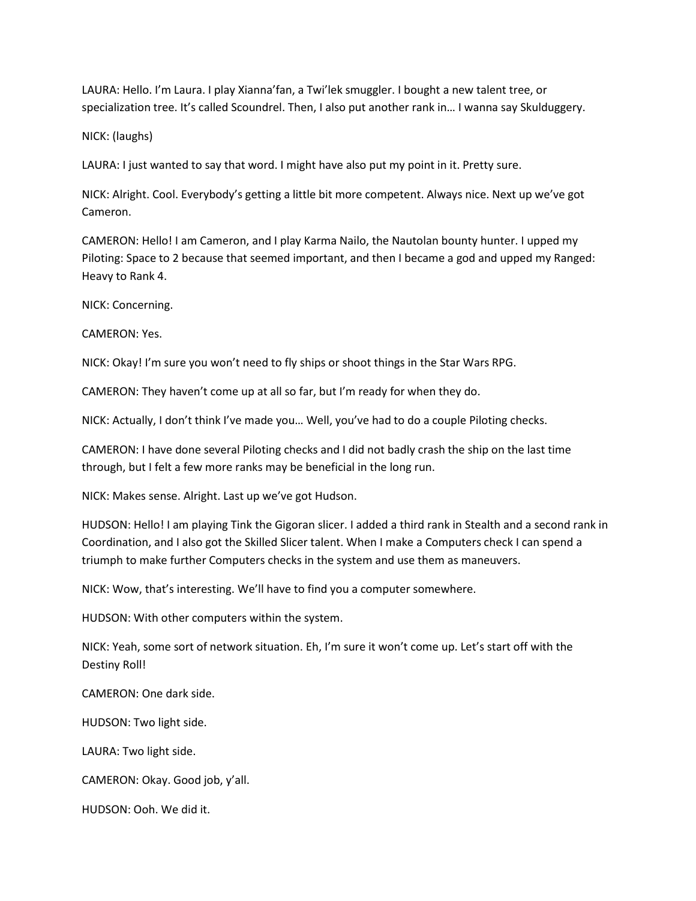LAURA: Hello. I'm Laura. I play Xianna'fan, a Twi'lek smuggler. I bought a new talent tree, or specialization tree. It's called Scoundrel. Then, I also put another rank in… I wanna say Skulduggery.

NICK: (laughs)

LAURA: I just wanted to say that word. I might have also put my point in it. Pretty sure.

NICK: Alright. Cool. Everybody's getting a little bit more competent. Always nice. Next up we've got Cameron.

CAMERON: Hello! I am Cameron, and I play Karma Nailo, the Nautolan bounty hunter. I upped my Piloting: Space to 2 because that seemed important, and then I became a god and upped my Ranged: Heavy to Rank 4.

NICK: Concerning.

CAMERON: Yes.

NICK: Okay! I'm sure you won't need to fly ships or shoot things in the Star Wars RPG.

CAMERON: They haven't come up at all so far, but I'm ready for when they do.

NICK: Actually, I don't think I've made you… Well, you've had to do a couple Piloting checks.

CAMERON: I have done several Piloting checks and I did not badly crash the ship on the last time through, but I felt a few more ranks may be beneficial in the long run.

NICK: Makes sense. Alright. Last up we've got Hudson.

HUDSON: Hello! I am playing Tink the Gigoran slicer. I added a third rank in Stealth and a second rank in Coordination, and I also got the Skilled Slicer talent. When I make a Computers check I can spend a triumph to make further Computers checks in the system and use them as maneuvers.

NICK: Wow, that's interesting. We'll have to find you a computer somewhere.

HUDSON: With other computers within the system.

NICK: Yeah, some sort of network situation. Eh, I'm sure it won't come up. Let's start off with the Destiny Roll!

CAMERON: One dark side.

HUDSON: Two light side.

LAURA: Two light side.

CAMERON: Okay. Good job, y'all.

HUDSON: Ooh. We did it.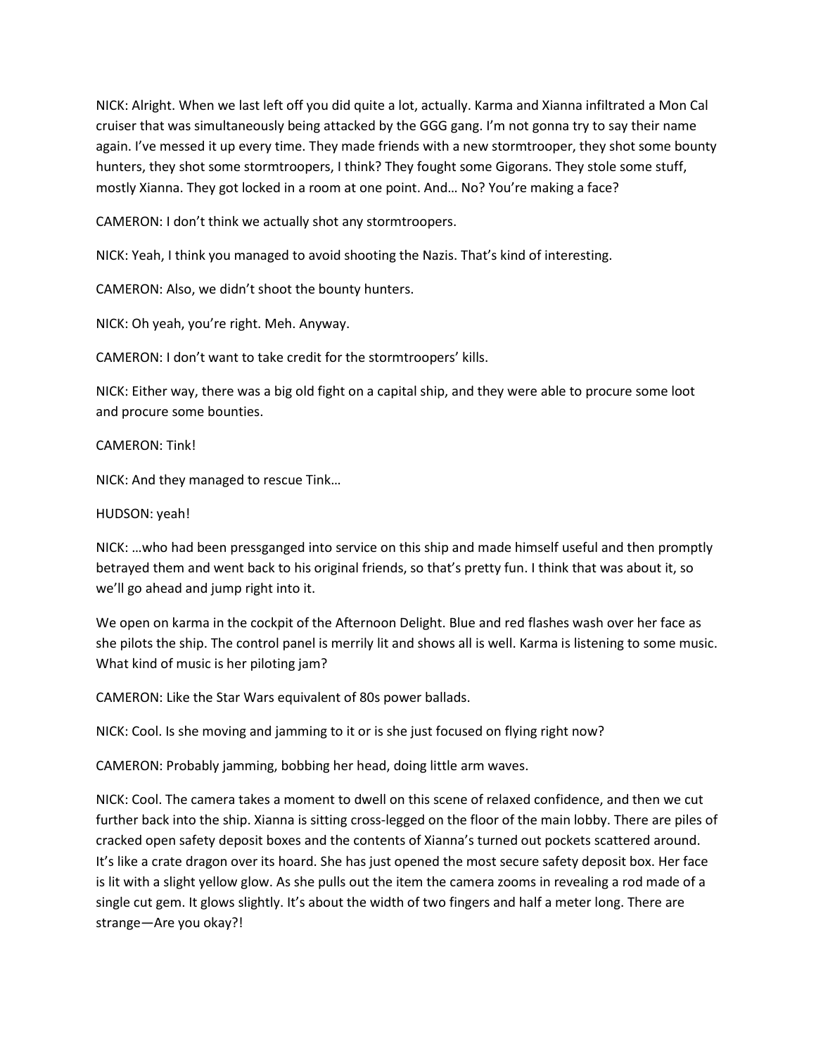NICK: Alright. When we last left off you did quite a lot, actually. Karma and Xianna infiltrated a Mon Cal cruiser that was simultaneously being attacked by the GGG gang. I'm not gonna try to say their name again. I've messed it up every time. They made friends with a new stormtrooper, they shot some bounty hunters, they shot some stormtroopers, I think? They fought some Gigorans. They stole some stuff, mostly Xianna. They got locked in a room at one point. And… No? You're making a face?

CAMERON: I don't think we actually shot any stormtroopers.

NICK: Yeah, I think you managed to avoid shooting the Nazis. That's kind of interesting.

CAMERON: Also, we didn't shoot the bounty hunters.

NICK: Oh yeah, you're right. Meh. Anyway.

CAMERON: I don't want to take credit for the stormtroopers' kills.

NICK: Either way, there was a big old fight on a capital ship, and they were able to procure some loot and procure some bounties.

CAMERON: Tink!

NICK: And they managed to rescue Tink…

HUDSON: yeah!

NICK: …who had been pressganged into service on this ship and made himself useful and then promptly betrayed them and went back to his original friends, so that's pretty fun. I think that was about it, so we'll go ahead and jump right into it.

We open on karma in the cockpit of the Afternoon Delight. Blue and red flashes wash over her face as she pilots the ship. The control panel is merrily lit and shows all is well. Karma is listening to some music. What kind of music is her piloting jam?

CAMERON: Like the Star Wars equivalent of 80s power ballads.

NICK: Cool. Is she moving and jamming to it or is she just focused on flying right now?

CAMERON: Probably jamming, bobbing her head, doing little arm waves.

NICK: Cool. The camera takes a moment to dwell on this scene of relaxed confidence, and then we cut further back into the ship. Xianna is sitting cross-legged on the floor of the main lobby. There are piles of cracked open safety deposit boxes and the contents of Xianna's turned out pockets scattered around. It's like a crate dragon over its hoard. She has just opened the most secure safety deposit box. Her face is lit with a slight yellow glow. As she pulls out the item the camera zooms in revealing a rod made of a single cut gem. It glows slightly. It's about the width of two fingers and half a meter long. There are strange—Are you okay?!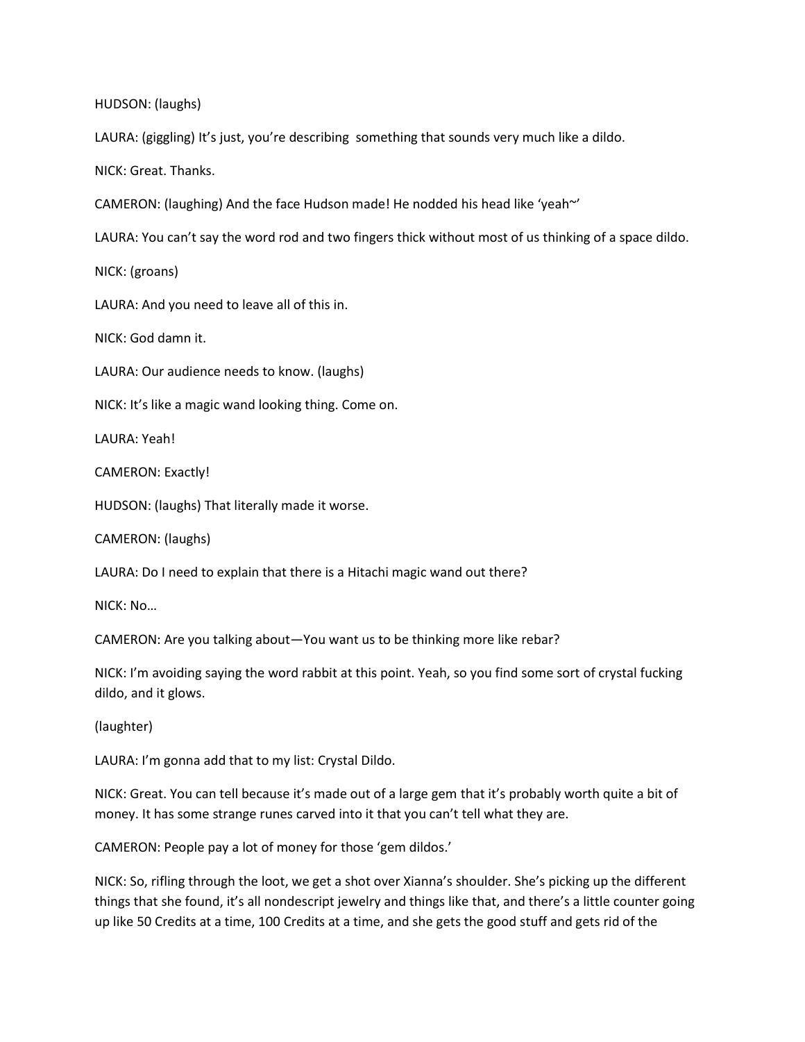HUDSON: (laughs)

LAURA: (giggling) It's just, you're describing  something that sounds very much like a dildo.

NICK: Great. Thanks.

CAMERON: (laughing) And the face Hudson made! He nodded his head like 'yeah~'

LAURA: You can't say the word rod and two fingers thick without most of us thinking of a space dildo.

NICK: (groans)

LAURA: And you need to leave all of this in.

NICK: God damn it.

LAURA: Our audience needs to know. (laughs)

NICK: It's like a magic wand looking thing. Come on.

LAURA: Yeah!

CAMERON: Exactly!

HUDSON: (laughs) That literally made it worse.

CAMERON: (laughs)

LAURA: Do I need to explain that there is a Hitachi magic wand out there?

NICK: No…

CAMERON: Are you talking about—You want us to be thinking more like rebar?

NICK: I'm avoiding saying the word rabbit at this point. Yeah, so you find some sort of crystal fucking dildo, and it glows.

(laughter)

LAURA: I'm gonna add that to my list: Crystal Dildo.

NICK: Great. You can tell because it's made out of a large gem that it's probably worth quite a bit of money. It has some strange runes carved into it that you can't tell what they are.

CAMERON: People pay a lot of money for those 'gem dildos.'

NICK: So, rifling through the loot, we get a shot over Xianna's shoulder. She's picking up the different things that she found, it's all nondescript jewelry and things like that, and there's a little counter going up like 50 Credits at a time, 100 Credits at a time, and she gets the good stuff and gets rid of the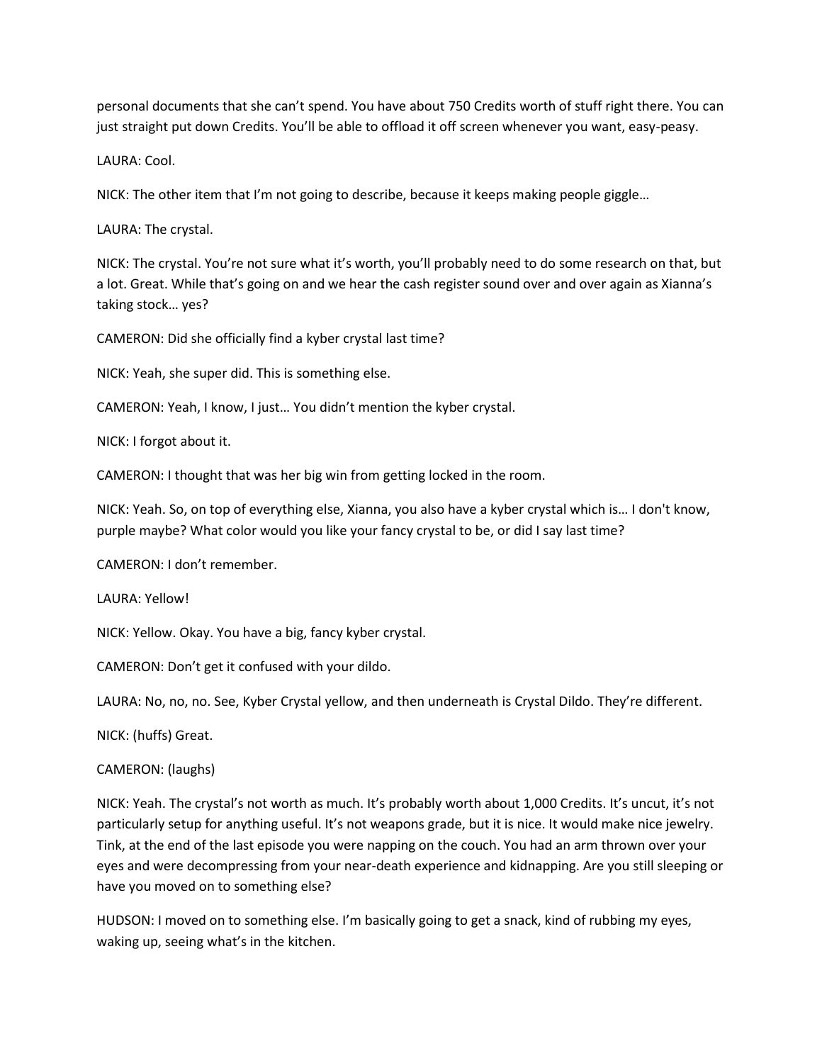personal documents that she can't spend. You have about 750 Credits worth of stuff right there. You can just straight put down Credits. You'll be able to offload it off screen whenever you want, easy-peasy.

LAURA: Cool.

NICK: The other item that I'm not going to describe, because it keeps making people giggle…

LAURA: The crystal.

NICK: The crystal. You're not sure what it's worth, you'll probably need to do some research on that, but a lot. Great. While that's going on and we hear the cash register sound over and over again as Xianna's taking stock… yes?

CAMERON: Did she officially find a kyber crystal last time?

NICK: Yeah, she super did. This is something else.

CAMERON: Yeah, I know, I just… You didn't mention the kyber crystal.

NICK: I forgot about it.

CAMERON: I thought that was her big win from getting locked in the room.

NICK: Yeah. So, on top of everything else, Xianna, you also have a kyber crystal which is… I don't know, purple maybe? What color would you like your fancy crystal to be, or did I say last time?

CAMERON: I don't remember.

LAURA: Yellow!

NICK: Yellow. Okay. You have a big, fancy kyber crystal.

CAMERON: Don't get it confused with your dildo.

LAURA: No, no, no. See, Kyber Crystal yellow, and then underneath is Crystal Dildo. They're different.

NICK: (huffs) Great.

CAMERON: (laughs)

NICK: Yeah. The crystal's not worth as much. It's probably worth about 1,000 Credits. It's uncut, it's not particularly setup for anything useful. It's not weapons grade, but it is nice. It would make nice jewelry. Tink, at the end of the last episode you were napping on the couch. You had an arm thrown over your eyes and were decompressing from your near-death experience and kidnapping. Are you still sleeping or have you moved on to something else?

HUDSON: I moved on to something else. I'm basically going to get a snack, kind of rubbing my eyes, waking up, seeing what's in the kitchen.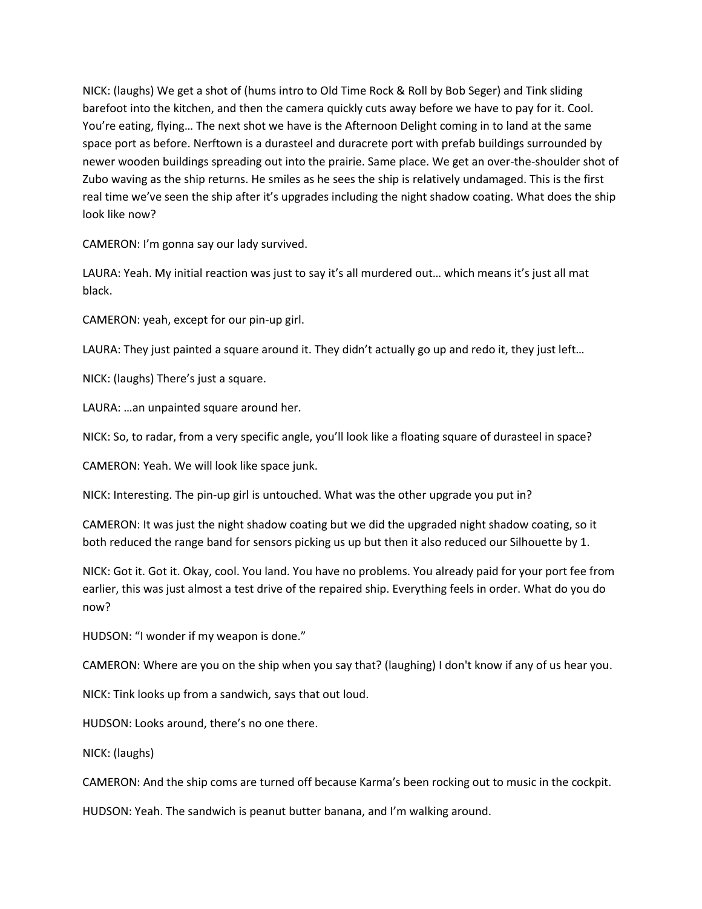NICK: (laughs) We get a shot of (hums intro to Old Time Rock & Roll by Bob Seger) and Tink sliding barefoot into the kitchen, and then the camera quickly cuts away before we have to pay for it. Cool. You're eating, flying… The next shot we have is the Afternoon Delight coming in to land at the same space port as before. Nerftown is a durasteel and duracrete port with prefab buildings surrounded by newer wooden buildings spreading out into the prairie. Same place. We get an over-the-shoulder shot of Zubo waving as the ship returns. He smiles as he sees the ship is relatively undamaged. This is the first real time we've seen the ship after it's upgrades including the night shadow coating. What does the ship look like now?

CAMERON: I'm gonna say our lady survived.

LAURA: Yeah. My initial reaction was just to say it's all murdered out… which means it's just all mat black.

CAMERON: yeah, except for our pin-up girl.

LAURA: They just painted a square around it. They didn't actually go up and redo it, they just left…

NICK: (laughs) There's just a square.

LAURA: …an unpainted square around her.

NICK: So, to radar, from a very specific angle, you'll look like a floating square of durasteel in space?

CAMERON: Yeah. We will look like space junk.

NICK: Interesting. The pin-up girl is untouched. What was the other upgrade you put in?

CAMERON: It was just the night shadow coating but we did the upgraded night shadow coating, so it both reduced the range band for sensors picking us up but then it also reduced our Silhouette by 1.

NICK: Got it. Got it. Okay, cool. You land. You have no problems. You already paid for your port fee from earlier, this was just almost a test drive of the repaired ship. Everything feels in order. What do you do now?

HUDSON: "I wonder if my weapon is done."

CAMERON: Where are you on the ship when you say that? (laughing) I don't know if any of us hear you.

NICK: Tink looks up from a sandwich, says that out loud.

HUDSON: Looks around, there's no one there.

NICK: (laughs)

CAMERON: And the ship coms are turned off because Karma's been rocking out to music in the cockpit.

HUDSON: Yeah. The sandwich is peanut butter banana, and I'm walking around.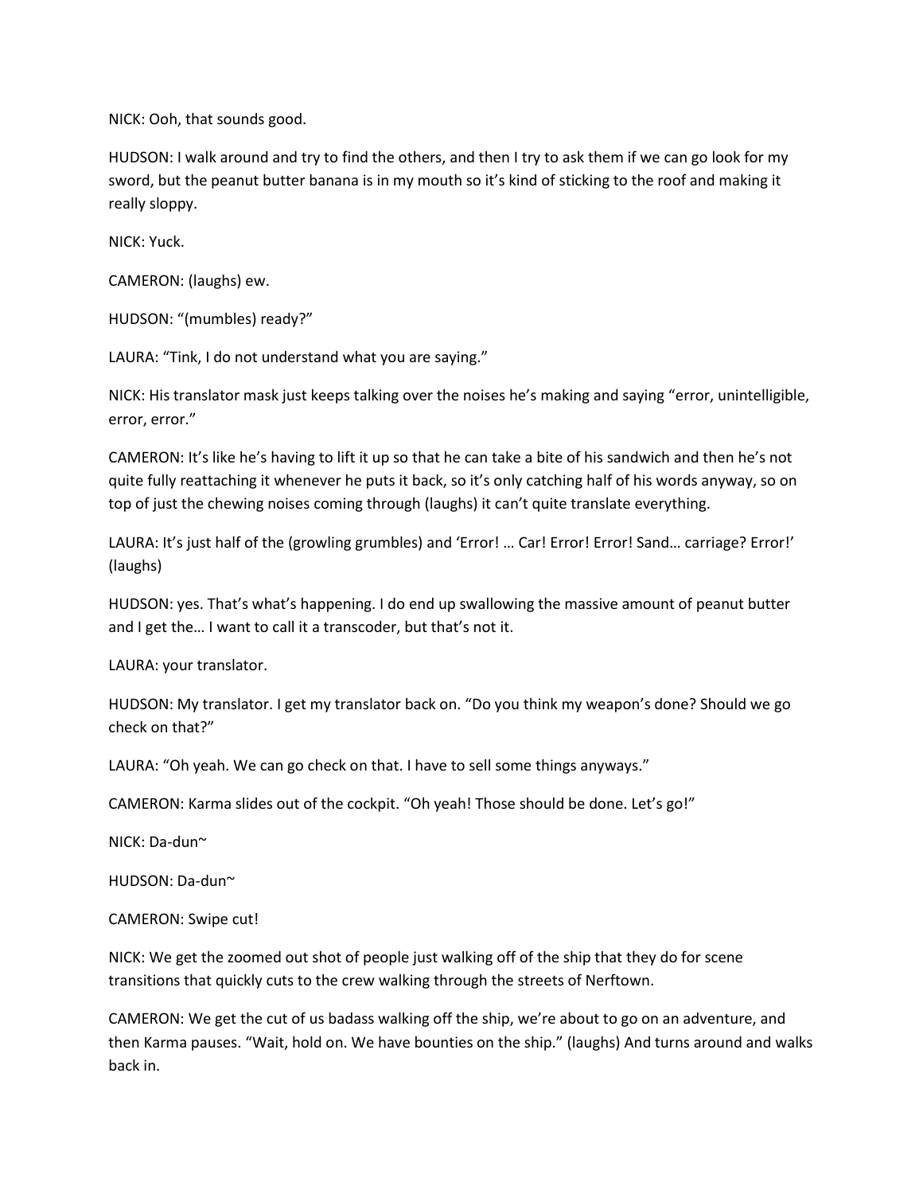NICK: Ooh, that sounds good.

HUDSON: I walk around and try to find the others, and then I try to ask them if we can go look for my sword, but the peanut butter banana is in my mouth so it's kind of sticking to the roof and making it really sloppy.

NICK: Yuck.

CAMERON: (laughs) ew.

HUDSON: "(mumbles) ready?"

LAURA: "Tink, I do not understand what you are saying."

NICK: His translator mask just keeps talking over the noises he's making and saying "error, unintelligible, error, error."

CAMERON: It's like he's having to lift it up so that he can take a bite of his sandwich and then he's not quite fully reattaching it whenever he puts it back, so it's only catching half of his words anyway, so on top of just the chewing noises coming through (laughs) it can't quite translate everything.

LAURA: It's just half of the (growling grumbles) and 'Error! … Car! Error! Error! Sand… carriage? Error!' (laughs)

HUDSON: yes. That's what's happening. I do end up swallowing the massive amount of peanut butter and I get the… I want to call it a transcoder, but that's not it.

LAURA: your translator.

HUDSON: My translator. I get my translator back on. "Do you think my weapon's done? Should we go check on that?"

LAURA: "Oh yeah. We can go check on that. I have to sell some things anyways."

CAMERON: Karma slides out of the cockpit. "Oh yeah! Those should be done. Let's go!"

NICK: Da-dun~

HUDSON: Da-dun~

CAMERON: Swipe cut!

NICK: We get the zoomed out shot of people just walking off of the ship that they do for scene transitions that quickly cuts to the crew walking through the streets of Nerftown.

CAMERON: We get the cut of us badass walking off the ship, we're about to go on an adventure, and then Karma pauses. "Wait, hold on. We have bounties on the ship." (laughs) And turns around and walks back in.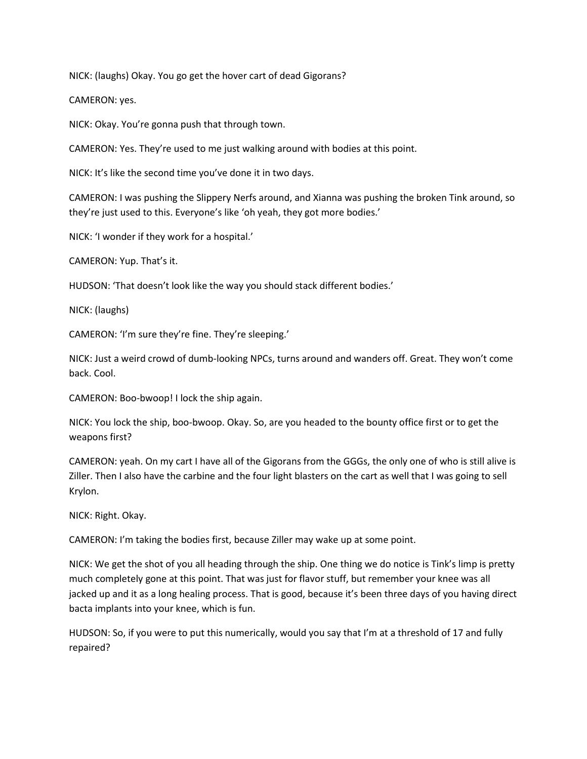NICK: (laughs) Okay. You go get the hover cart of dead Gigorans?

CAMERON: yes.

NICK: Okay. You're gonna push that through town.

CAMERON: Yes. They're used to me just walking around with bodies at this point.

NICK: It's like the second time you've done it in two days.

CAMERON: I was pushing the Slippery Nerfs around, and Xianna was pushing the broken Tink around, so they're just used to this. Everyone's like 'oh yeah, they got more bodies.'

NICK: 'I wonder if they work for a hospital.'

CAMERON: Yup. That's it.

HUDSON: 'That doesn't look like the way you should stack different bodies.'

NICK: (laughs)

CAMERON: 'I'm sure they're fine. They're sleeping.'

NICK: Just a weird crowd of dumb-looking NPCs, turns around and wanders off. Great. They won't come back. Cool.

CAMERON: Boo-bwoop! I lock the ship again.

NICK: You lock the ship, boo-bwoop. Okay. So, are you headed to the bounty office first or to get the weapons first?

CAMERON: yeah. On my cart I have all of the Gigorans from the GGGs, the only one of who is still alive is Ziller. Then I also have the carbine and the four light blasters on the cart as well that I was going to sell Krylon.

NICK: Right. Okay.

CAMERON: I'm taking the bodies first, because Ziller may wake up at some point.

NICK: We get the shot of you all heading through the ship. One thing we do notice is Tink's limp is pretty much completely gone at this point. That was just for flavor stuff, but remember your knee was all jacked up and it as a long healing process. That is good, because it's been three days of you having direct bacta implants into your knee, which is fun.

HUDSON: So, if you were to put this numerically, would you say that I'm at a threshold of 17 and fully repaired?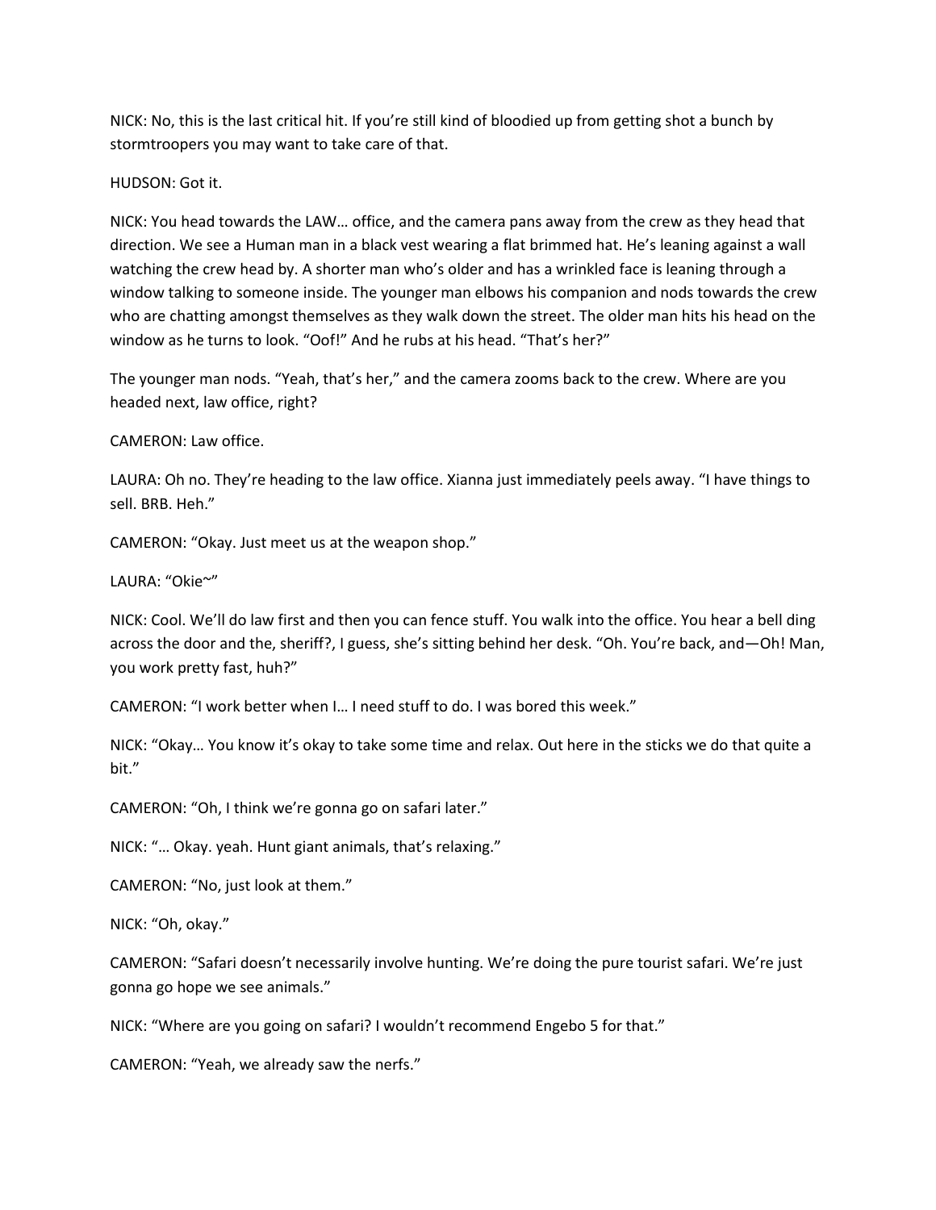NICK: No, this is the last critical hit. If you're still kind of bloodied up from getting shot a bunch by stormtroopers you may want to take care of that.

HUDSON: Got it.

NICK: You head towards the LAW… office, and the camera pans away from the crew as they head that direction. We see a Human man in a black vest wearing a flat brimmed hat. He's leaning against a wall watching the crew head by. A shorter man who's older and has a wrinkled face is leaning through a window talking to someone inside. The younger man elbows his companion and nods towards the crew who are chatting amongst themselves as they walk down the street. The older man hits his head on the window as he turns to look. "Oof!" And he rubs at his head. "That's her?"

The younger man nods. "Yeah, that's her," and the camera zooms back to the crew. Where are you headed next, law office, right?

CAMERON: Law office.

LAURA: Oh no. They're heading to the law office. Xianna just immediately peels away. "I have things to sell. BRB. Heh."

CAMERON: "Okay. Just meet us at the weapon shop."

LAURA: "Okie~"

NICK: Cool. We'll do law first and then you can fence stuff. You walk into the office. You hear a bell ding across the door and the, sheriff?, I guess, she's sitting behind her desk. "Oh. You're back, and—Oh! Man, you work pretty fast, huh?"

CAMERON: "I work better when I… I need stuff to do. I was bored this week."

NICK: "Okay… You know it's okay to take some time and relax. Out here in the sticks we do that quite a bit."

CAMERON: "Oh, I think we're gonna go on safari later."

NICK: "… Okay. yeah. Hunt giant animals, that's relaxing."

CAMERON: "No, just look at them."

NICK: "Oh, okay."

CAMERON: "Safari doesn't necessarily involve hunting. We're doing the pure tourist safari. We're just gonna go hope we see animals."

NICK: "Where are you going on safari? I wouldn't recommend Engebo 5 for that."

CAMERON: "Yeah, we already saw the nerfs."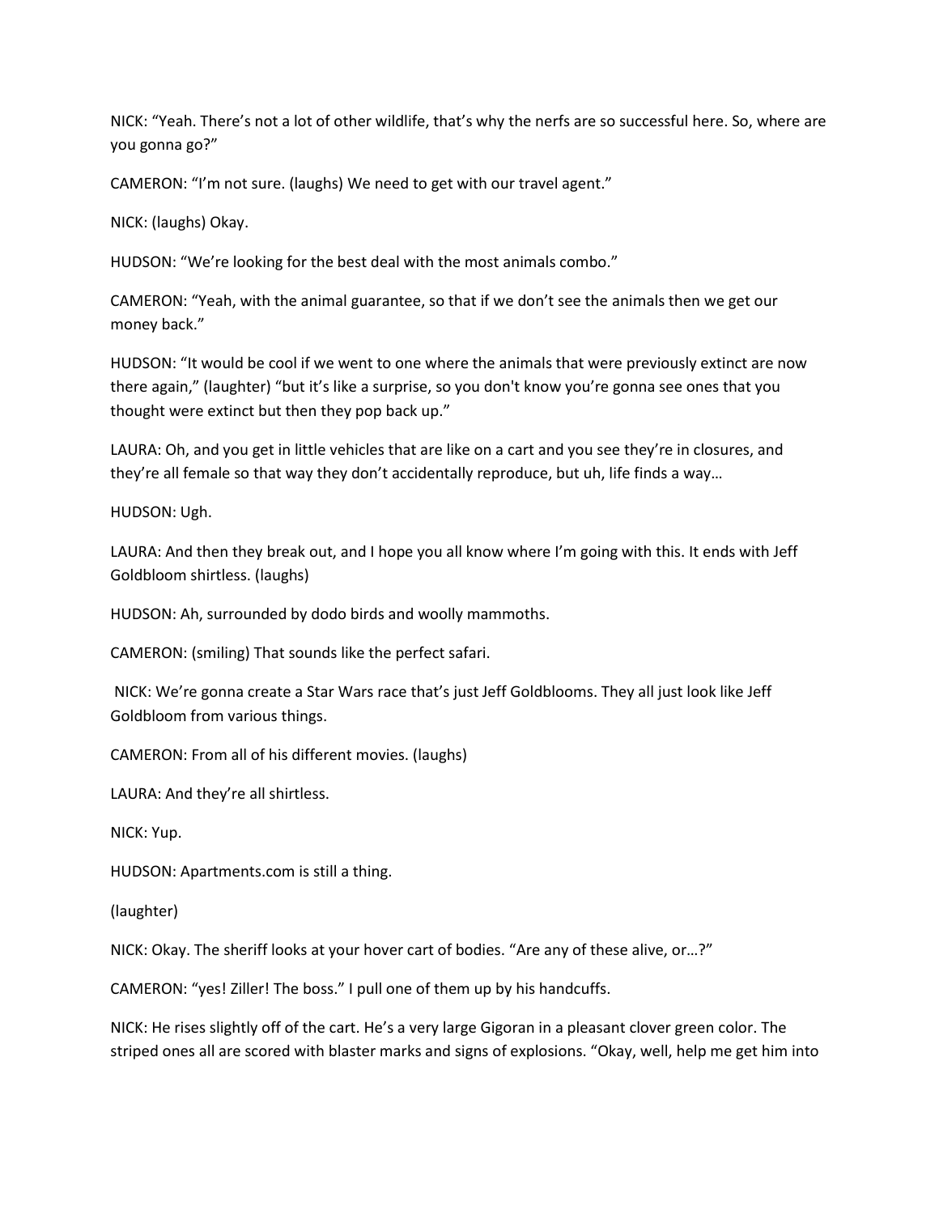NICK: "Yeah. There's not a lot of other wildlife, that's why the nerfs are so successful here. So, where are you gonna go?"

CAMERON: "I'm not sure. (laughs) We need to get with our travel agent."

NICK: (laughs) Okay.

HUDSON: "We're looking for the best deal with the most animals combo."

CAMERON: "Yeah, with the animal guarantee, so that if we don't see the animals then we get our money back."

HUDSON: "It would be cool if we went to one where the animals that were previously extinct are now there again," (laughter) "but it's like a surprise, so you don't know you're gonna see ones that you thought were extinct but then they pop back up."

LAURA: Oh, and you get in little vehicles that are like on a cart and you see they're in closures, and they're all female so that way they don't accidentally reproduce, but uh, life finds a way…

HUDSON: Ugh.

LAURA: And then they break out, and I hope you all know where I'm going with this. It ends with Jeff Goldbloom shirtless. (laughs)

HUDSON: Ah, surrounded by dodo birds and woolly mammoths.

CAMERON: (smiling) That sounds like the perfect safari.

NICK: We're gonna create a Star Wars race that's just Jeff Goldblooms. They all just look like Jeff Goldbloom from various things.

CAMERON: From all of his different movies. (laughs)

LAURA: And they're all shirtless.

NICK: Yup.

HUDSON: Apartments.com is still a thing.

(laughter)

NICK: Okay. The sheriff looks at your hover cart of bodies. "Are any of these alive, or…?"

CAMERON: "yes! Ziller! The boss." I pull one of them up by his handcuffs.

NICK: He rises slightly off of the cart. He's a very large Gigoran in a pleasant clover green color. The striped ones all are scored with blaster marks and signs of explosions. "Okay, well, help me get him into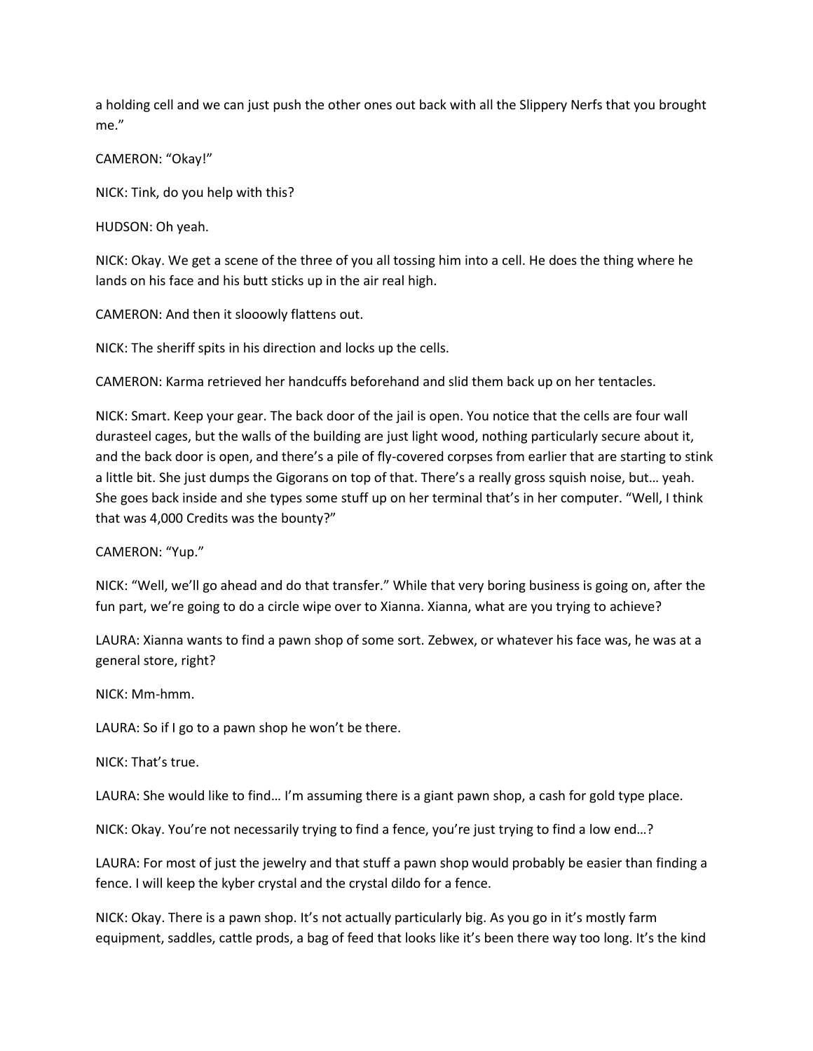a holding cell and we can just push the other ones out back with all the Slippery Nerfs that you brought me."

CAMERON: "Okay!"

NICK: Tink, do you help with this?

HUDSON: Oh yeah.

NICK: Okay. We get a scene of the three of you all tossing him into a cell. He does the thing where he lands on his face and his butt sticks up in the air real high.

CAMERON: And then it slooowly flattens out.

NICK: The sheriff spits in his direction and locks up the cells.

CAMERON: Karma retrieved her handcuffs beforehand and slid them back up on her tentacles.

NICK: Smart. Keep your gear. The back door of the jail is open. You notice that the cells are four wall durasteel cages, but the walls of the building are just light wood, nothing particularly secure about it, and the back door is open, and there's a pile of fly-covered corpses from earlier that are starting to stink a little bit. She just dumps the Gigorans on top of that. There's a really gross squish noise, but… yeah. She goes back inside and she types some stuff up on her terminal that's in her computer. "Well, I think that was 4,000 Credits was the bounty?"

CAMERON: "Yup."

NICK: "Well, we'll go ahead and do that transfer." While that very boring business is going on, after the fun part, we're going to do a circle wipe over to Xianna. Xianna, what are you trying to achieve?

LAURA: Xianna wants to find a pawn shop of some sort. Zebwex, or whatever his face was, he was at a general store, right?

NICK: Mm-hmm.

LAURA: So if I go to a pawn shop he won't be there.

NICK: That's true.

LAURA: She would like to find… I'm assuming there is a giant pawn shop, a cash for gold type place.

NICK: Okay. You're not necessarily trying to find a fence, you're just trying to find a low end…?

LAURA: For most of just the jewelry and that stuff a pawn shop would probably be easier than finding a fence. I will keep the kyber crystal and the crystal dildo for a fence.

NICK: Okay. There is a pawn shop. It's not actually particularly big. As you go in it's mostly farm equipment, saddles, cattle prods, a bag of feed that looks like it's been there way too long. It's the kind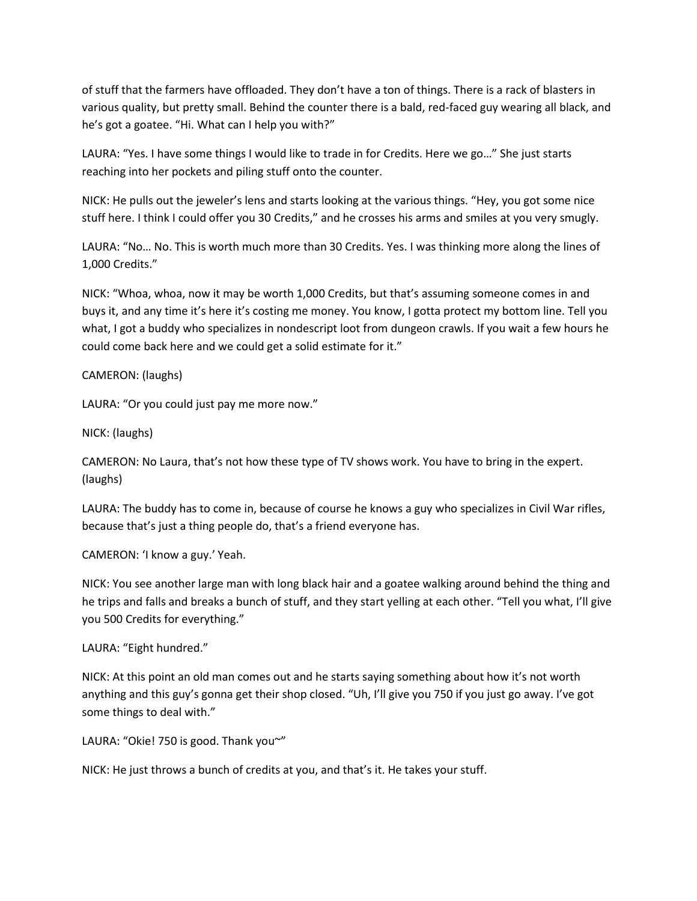of stuff that the farmers have offloaded. They don't have a ton of things. There is a rack of blasters in various quality, but pretty small. Behind the counter there is a bald, red-faced guy wearing all black, and he's got a goatee. "Hi. What can I help you with?"

LAURA: "Yes. I have some things I would like to trade in for Credits. Here we go…" She just starts reaching into her pockets and piling stuff onto the counter.

NICK: He pulls out the jeweler's lens and starts looking at the various things. "Hey, you got some nice stuff here. I think I could offer you 30 Credits," and he crosses his arms and smiles at you very smugly.

LAURA: "No… No. This is worth much more than 30 Credits. Yes. I was thinking more along the lines of 1,000 Credits."

NICK: "Whoa, whoa, now it may be worth 1,000 Credits, but that's assuming someone comes in and buys it, and any time it's here it's costing me money. You know, I gotta protect my bottom line. Tell you what, I got a buddy who specializes in nondescript loot from dungeon crawls. If you wait a few hours he could come back here and we could get a solid estimate for it."

CAMERON: (laughs)

LAURA: "Or you could just pay me more now."

NICK: (laughs)

CAMERON: No Laura, that's not how these type of TV shows work. You have to bring in the expert. (laughs)

LAURA: The buddy has to come in, because of course he knows a guy who specializes in Civil War rifles, because that's just a thing people do, that's a friend everyone has.

CAMERON: 'I know a guy.' Yeah.

NICK: You see another large man with long black hair and a goatee walking around behind the thing and he trips and falls and breaks a bunch of stuff, and they start yelling at each other. "Tell you what, I'll give you 500 Credits for everything."

LAURA: "Eight hundred."

NICK: At this point an old man comes out and he starts saying something about how it's not worth anything and this guy's gonna get their shop closed. "Uh, I'll give you 750 if you just go away. I've got some things to deal with."

LAURA: "Okie! 750 is good. Thank you~"

NICK: He just throws a bunch of credits at you, and that's it. He takes your stuff.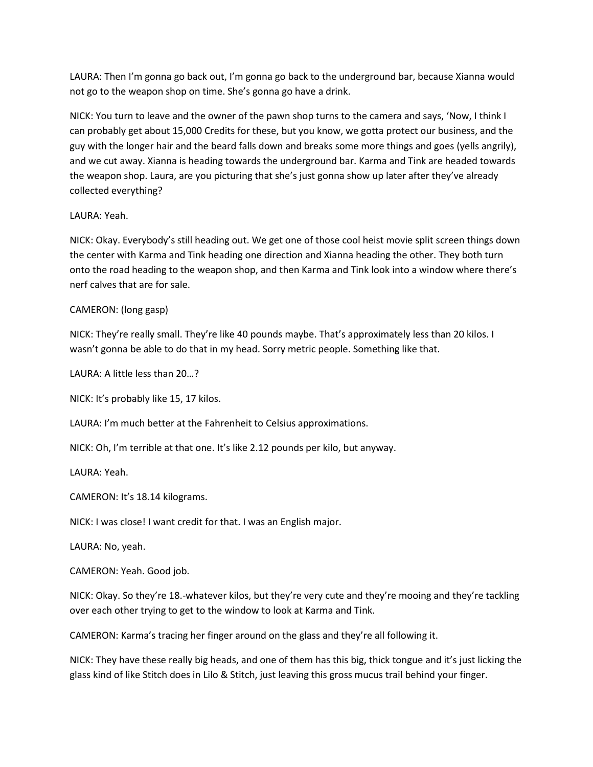LAURA: Then I'm gonna go back out, I'm gonna go back to the underground bar, because Xianna would not go to the weapon shop on time. She's gonna go have a drink.

NICK: You turn to leave and the owner of the pawn shop turns to the camera and says, 'Now, I think I can probably get about 15,000 Credits for these, but you know, we gotta protect our business, and the guy with the longer hair and the beard falls down and breaks some more things and goes (yells angrily), and we cut away. Xianna is heading towards the underground bar. Karma and Tink are headed towards the weapon shop. Laura, are you picturing that she's just gonna show up later after they've already collected everything?

LAURA: Yeah.

NICK: Okay. Everybody's still heading out. We get one of those cool heist movie split screen things down the center with Karma and Tink heading one direction and Xianna heading the other. They both turn onto the road heading to the weapon shop, and then Karma and Tink look into a window where there's nerf calves that are for sale.

CAMERON: (long gasp)

NICK: They're really small. They're like 40 pounds maybe. That's approximately less than 20 kilos. I wasn't gonna be able to do that in my head. Sorry metric people. Something like that.

LAURA: A little less than 20…?

NICK: It's probably like 15, 17 kilos.

LAURA: I'm much better at the Fahrenheit to Celsius approximations.

NICK: Oh, I'm terrible at that one. It's like 2.12 pounds per kilo, but anyway.

LAURA: Yeah.

CAMERON: It's 18.14 kilograms.

NICK: I was close! I want credit for that. I was an English major.

LAURA: No, yeah.

CAMERON: Yeah. Good job.

NICK: Okay. So they're 18.-whatever kilos, but they're very cute and they're mooing and they're tackling over each other trying to get to the window to look at Karma and Tink.

CAMERON: Karma's tracing her finger around on the glass and they're all following it.

NICK: They have these really big heads, and one of them has this big, thick tongue and it's just licking the glass kind of like Stitch does in Lilo & Stitch, just leaving this gross mucus trail behind your finger.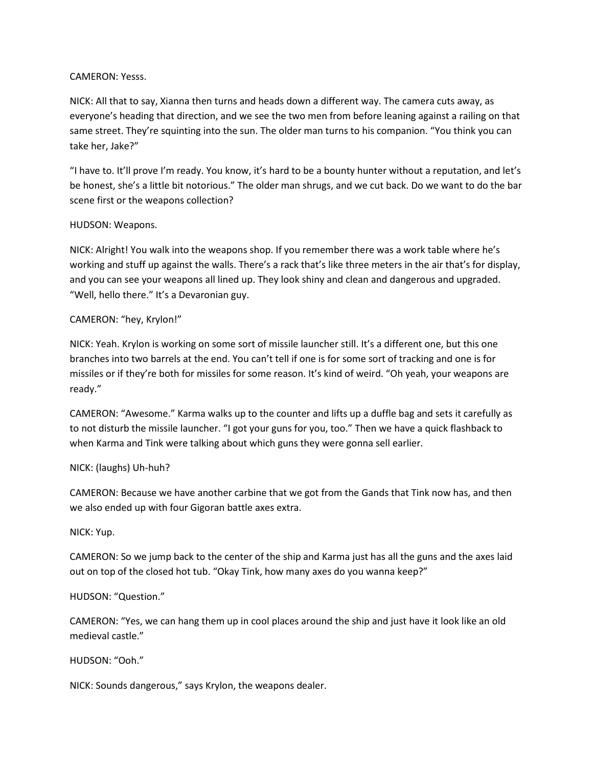CAMERON: Yesss.

NICK: All that to say, Xianna then turns and heads down a different way. The camera cuts away, as everyone's heading that direction, and we see the two men from before leaning against a railing on that same street. They're squinting into the sun. The older man turns to his companion. "You think you can take her, Jake?"

"I have to. It'll prove I'm ready. You know, it's hard to be a bounty hunter without a reputation, and let's be honest, she's a little bit notorious." The older man shrugs, and we cut back. Do we want to do the bar scene first or the weapons collection?

HUDSON: Weapons.

NICK: Alright! You walk into the weapons shop. If you remember there was a work table where he's working and stuff up against the walls. There's a rack that's like three meters in the air that's for display, and you can see your weapons all lined up. They look shiny and clean and dangerous and upgraded. "Well, hello there." It's a Devaronian guy.

CAMERON: "hey, Krylon!"

NICK: Yeah. Krylon is working on some sort of missile launcher still. It's a different one, but this one branches into two barrels at the end. You can't tell if one is for some sort of tracking and one is for missiles or if they're both for missiles for some reason. It's kind of weird. "Oh yeah, your weapons are ready."

CAMERON: "Awesome." Karma walks up to the counter and lifts up a duffle bag and sets it carefully as to not disturb the missile launcher. "I got your guns for you, too." Then we have a quick flashback to when Karma and Tink were talking about which guns they were gonna sell earlier.

NICK: (laughs) Uh-huh?

CAMERON: Because we have another carbine that we got from the Gands that Tink now has, and then we also ended up with four Gigoran battle axes extra.

NICK: Yup.

CAMERON: So we jump back to the center of the ship and Karma just has all the guns and the axes laid out on top of the closed hot tub. "Okay Tink, how many axes do you wanna keep?"

HUDSON: "Question."

CAMERON: "Yes, we can hang them up in cool places around the ship and just have it look like an old medieval castle."

HUDSON: "Ooh."

NICK: Sounds dangerous," says Krylon, the weapons dealer.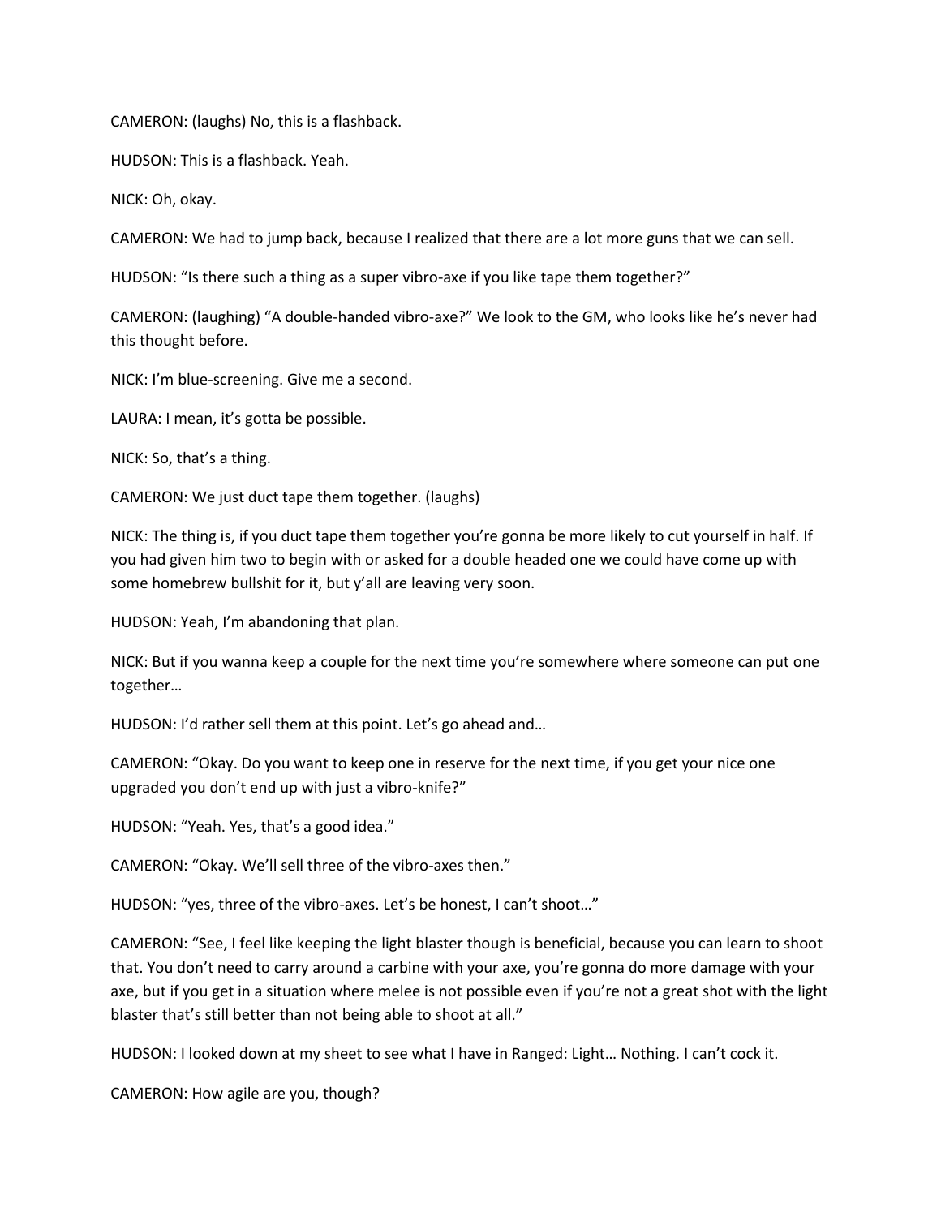CAMERON: (laughs) No, this is a flashback.

HUDSON: This is a flashback. Yeah.

NICK: Oh, okay.

CAMERON: We had to jump back, because I realized that there are a lot more guns that we can sell.

HUDSON: "Is there such a thing as a super vibro-axe if you like tape them together?"

CAMERON: (laughing) "A double-handed vibro-axe?" We look to the GM, who looks like he's never had this thought before.

NICK: I'm blue-screening. Give me a second.

LAURA: I mean, it's gotta be possible.

NICK: So, that's a thing.

CAMERON: We just duct tape them together. (laughs)

NICK: The thing is, if you duct tape them together you're gonna be more likely to cut yourself in half. If you had given him two to begin with or asked for a double headed one we could have come up with some homebrew bullshit for it, but y'all are leaving very soon.

HUDSON: Yeah, I'm abandoning that plan.

NICK: But if you wanna keep a couple for the next time you're somewhere where someone can put one together…

HUDSON: I'd rather sell them at this point. Let's go ahead and…

CAMERON: "Okay. Do you want to keep one in reserve for the next time, if you get your nice one upgraded you don't end up with just a vibro-knife?"

HUDSON: "Yeah. Yes, that's a good idea."

CAMERON: "Okay. We'll sell three of the vibro-axes then."

HUDSON: "yes, three of the vibro-axes. Let's be honest, I can't shoot…"

CAMERON: "See, I feel like keeping the light blaster though is beneficial, because you can learn to shoot that. You don't need to carry around a carbine with your axe, you're gonna do more damage with your axe, but if you get in a situation where melee is not possible even if you're not a great shot with the light blaster that's still better than not being able to shoot at all."

HUDSON: I looked down at my sheet to see what I have in Ranged: Light… Nothing. I can't cock it.

CAMERON: How agile are you, though?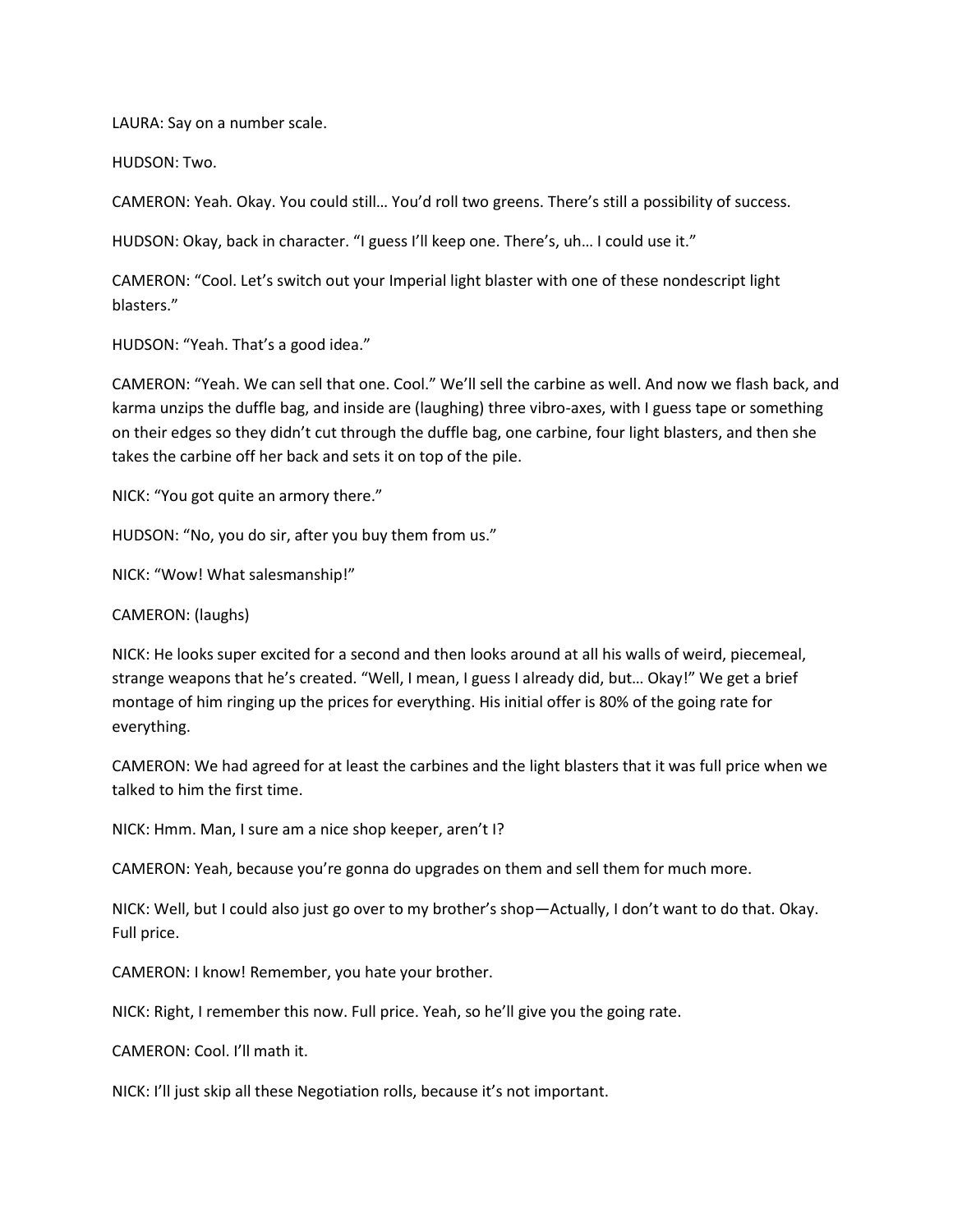LAURA: Say on a number scale.

HUDSON: Two.

CAMERON: Yeah. Okay. You could still… You'd roll two greens. There's still a possibility of success.

HUDSON: Okay, back in character. "I guess I'll keep one. There's, uh… I could use it."

CAMERON: "Cool. Let's switch out your Imperial light blaster with one of these nondescript light blasters."

HUDSON: "Yeah. That's a good idea."

CAMERON: "Yeah. We can sell that one. Cool." We'll sell the carbine as well. And now we flash back, and karma unzips the duffle bag, and inside are (laughing) three vibro-axes, with I guess tape or something on their edges so they didn't cut through the duffle bag, one carbine, four light blasters, and then she takes the carbine off her back and sets it on top of the pile.

NICK: "You got quite an armory there."

HUDSON: "No, you do sir, after you buy them from us."

NICK: "Wow! What salesmanship!"

CAMERON: (laughs)

NICK: He looks super excited for a second and then looks around at all his walls of weird, piecemeal, strange weapons that he's created. "Well, I mean, I guess I already did, but… Okay!" We get a brief montage of him ringing up the prices for everything. His initial offer is 80% of the going rate for everything.

CAMERON: We had agreed for at least the carbines and the light blasters that it was full price when we talked to him the first time.

NICK: Hmm. Man, I sure am a nice shop keeper, aren't I?

CAMERON: Yeah, because you're gonna do upgrades on them and sell them for much more.

NICK: Well, but I could also just go over to my brother's shop—Actually, I don't want to do that. Okay. Full price.

CAMERON: I know! Remember, you hate your brother.

NICK: Right, I remember this now. Full price. Yeah, so he'll give you the going rate.

CAMERON: Cool. I'll math it.

NICK: I'll just skip all these Negotiation rolls, because it's not important.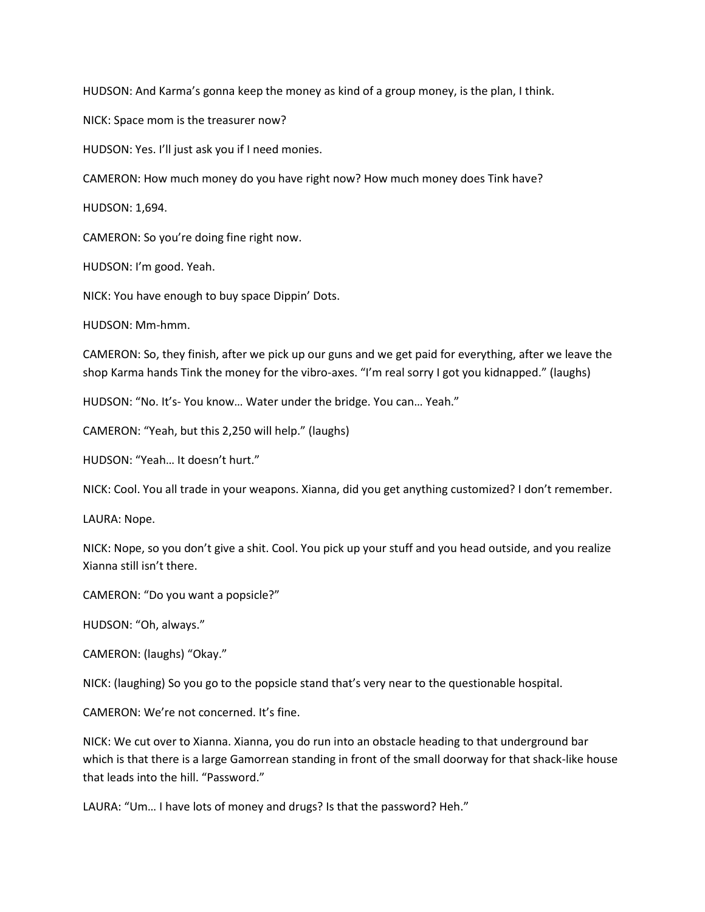HUDSON: And Karma's gonna keep the money as kind of a group money, is the plan, I think.

NICK: Space mom is the treasurer now?

HUDSON: Yes. I'll just ask you if I need monies.

CAMERON: How much money do you have right now? How much money does Tink have?

HUDSON: 1,694.

CAMERON: So you're doing fine right now.

HUDSON: I'm good. Yeah.

NICK: You have enough to buy space Dippin' Dots.

HUDSON: Mm-hmm.

CAMERON: So, they finish, after we pick up our guns and we get paid for everything, after we leave the shop Karma hands Tink the money for the vibro-axes. "I'm real sorry I got you kidnapped." (laughs)

HUDSON: "No. It's- You know… Water under the bridge. You can… Yeah."

CAMERON: "Yeah, but this 2,250 will help." (laughs)

HUDSON: "Yeah… It doesn't hurt."

NICK: Cool. You all trade in your weapons. Xianna, did you get anything customized? I don't remember.

LAURA: Nope.

NICK: Nope, so you don't give a shit. Cool. You pick up your stuff and you head outside, and you realize Xianna still isn't there.

CAMERON: "Do you want a popsicle?"

HUDSON: "Oh, always."

CAMERON: (laughs) "Okay."

NICK: (laughing) So you go to the popsicle stand that's very near to the questionable hospital.

CAMERON: We're not concerned. It's fine.

NICK: We cut over to Xianna. Xianna, you do run into an obstacle heading to that underground bar which is that there is a large Gamorrean standing in front of the small doorway for that shack-like house that leads into the hill. "Password."

LAURA: "Um… I have lots of money and drugs? Is that the password? Heh."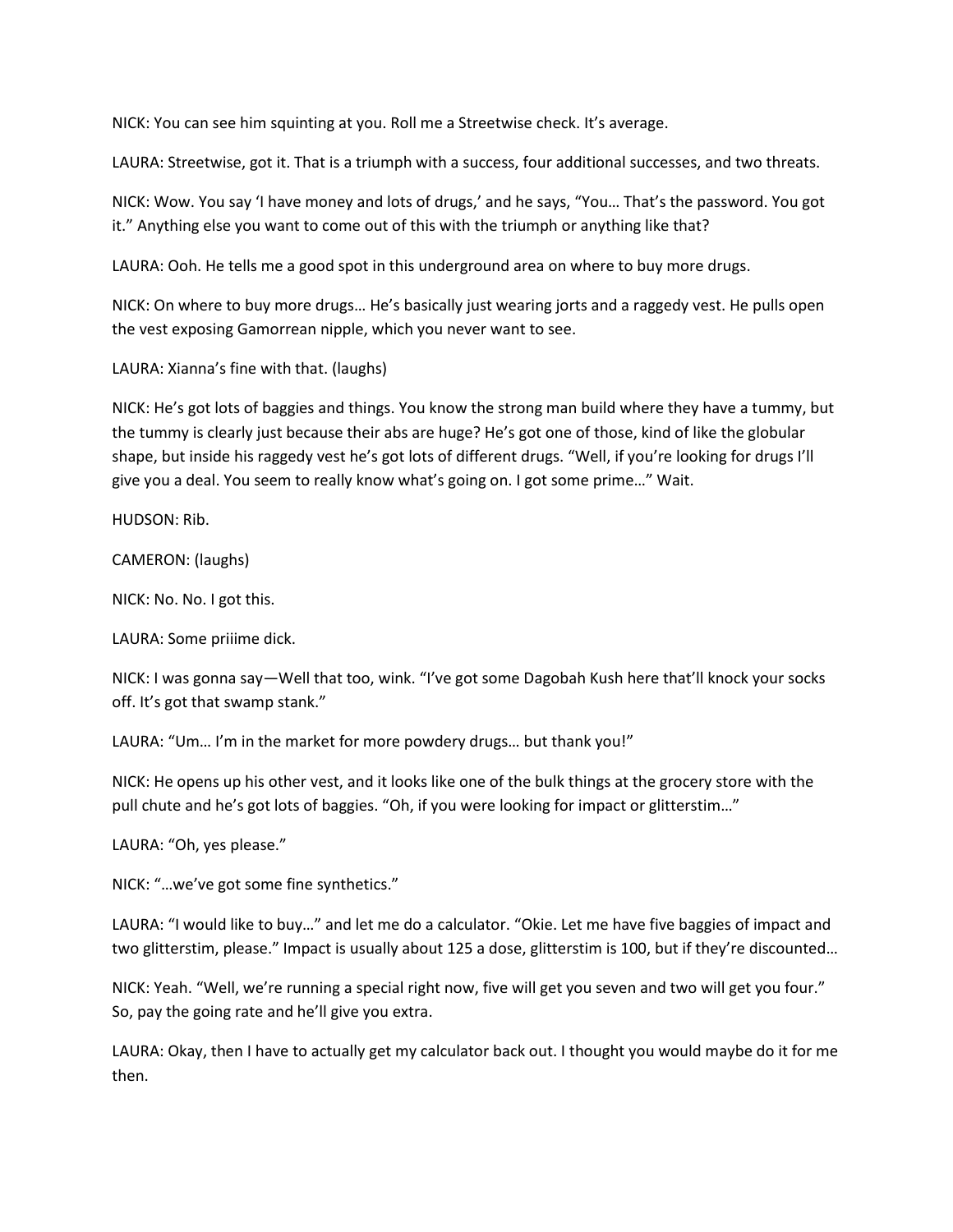NICK: You can see him squinting at you. Roll me a Streetwise check. It's average.

LAURA: Streetwise, got it. That is a triumph with a success, four additional successes, and two threats.

NICK: Wow. You say 'I have money and lots of drugs,' and he says, "You… That's the password. You got it." Anything else you want to come out of this with the triumph or anything like that?

LAURA: Ooh. He tells me a good spot in this underground area on where to buy more drugs.

NICK: On where to buy more drugs… He's basically just wearing jorts and a raggedy vest. He pulls open the vest exposing Gamorrean nipple, which you never want to see.

LAURA: Xianna's fine with that. (laughs)

NICK: He's got lots of baggies and things. You know the strong man build where they have a tummy, but the tummy is clearly just because their abs are huge? He's got one of those, kind of like the globular shape, but inside his raggedy vest he's got lots of different drugs. "Well, if you're looking for drugs I'll give you a deal. You seem to really know what's going on. I got some prime…" Wait.

HUDSON: Rib.

CAMERON: (laughs)

NICK: No. No. I got this.

LAURA: Some priiime dick.

NICK: I was gonna say—Well that too, wink. "I've got some Dagobah Kush here that'll knock your socks off. It's got that swamp stank."

LAURA: "Um… I'm in the market for more powdery drugs… but thank you!"

NICK: He opens up his other vest, and it looks like one of the bulk things at the grocery store with the pull chute and he's got lots of baggies. "Oh, if you were looking for impact or glitterstim…"

LAURA: "Oh, yes please."

NICK: "…we've got some fine synthetics."

LAURA: "I would like to buy…" and let me do a calculator. "Okie. Let me have five baggies of impact and two glitterstim, please." Impact is usually about 125 a dose, glitterstim is 100, but if they're discounted…

NICK: Yeah. "Well, we're running a special right now, five will get you seven and two will get you four." So, pay the going rate and he'll give you extra.

LAURA: Okay, then I have to actually get my calculator back out. I thought you would maybe do it for me then.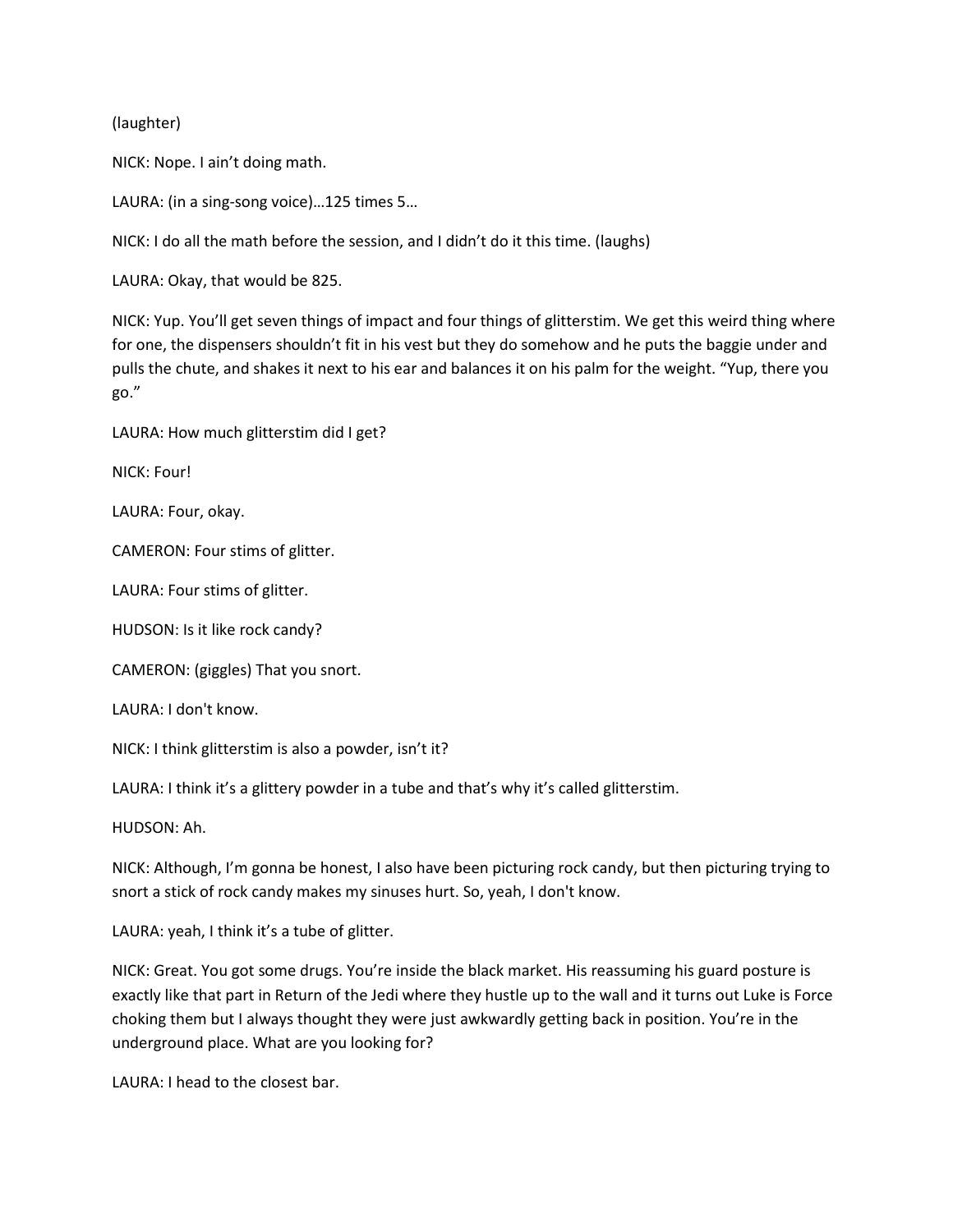(laughter)

NICK: Nope. I ain't doing math.

LAURA: (in a sing-song voice)…125 times 5…

NICK: I do all the math before the session, and I didn't do it this time. (laughs)

LAURA: Okay, that would be 825.

NICK: Yup. You'll get seven things of impact and four things of glitterstim. We get this weird thing where for one, the dispensers shouldn't fit in his vest but they do somehow and he puts the baggie under and pulls the chute, and shakes it next to his ear and balances it on his palm for the weight. "Yup, there you go."

LAURA: How much glitterstim did I get?

NICK: Four!

LAURA: Four, okay.

CAMERON: Four stims of glitter.

LAURA: Four stims of glitter.

HUDSON: Is it like rock candy?

CAMERON: (giggles) That you snort.

LAURA: I don't know.

NICK: I think glitterstim is also a powder, isn't it?

LAURA: I think it's a glittery powder in a tube and that's why it's called glitterstim.

HUDSON: Ah.

NICK: Although, I'm gonna be honest, I also have been picturing rock candy, but then picturing trying to snort a stick of rock candy makes my sinuses hurt. So, yeah, I don't know.

LAURA: yeah, I think it's a tube of glitter.

NICK: Great. You got some drugs. You're inside the black market. His reassuming his guard posture is exactly like that part in Return of the Jedi where they hustle up to the wall and it turns out Luke is Force choking them but I always thought they were just awkwardly getting back in position. You're in the underground place. What are you looking for?

LAURA: I head to the closest bar.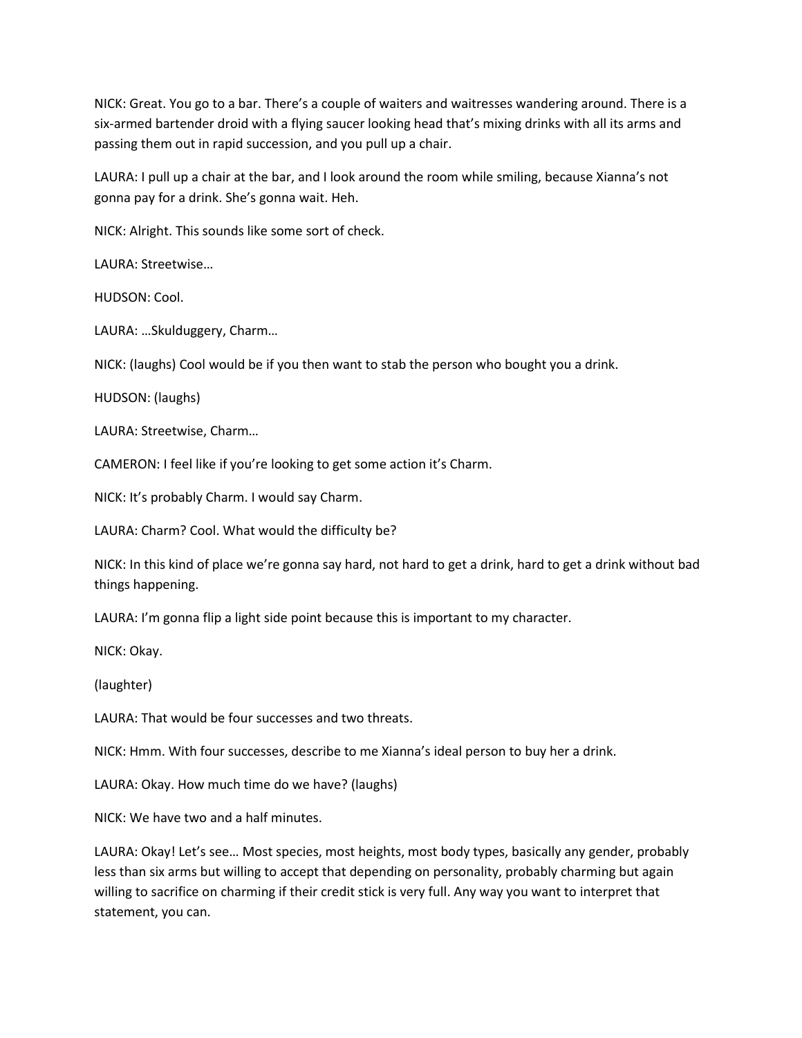NICK: Great. You go to a bar. There's a couple of waiters and waitresses wandering around. There is a six-armed bartender droid with a flying saucer looking head that's mixing drinks with all its arms and passing them out in rapid succession, and you pull up a chair.

LAURA: I pull up a chair at the bar, and I look around the room while smiling, because Xianna's not gonna pay for a drink. She's gonna wait. Heh.

NICK: Alright. This sounds like some sort of check.

LAURA: Streetwise…

HUDSON: Cool.

LAURA: …Skulduggery, Charm…

NICK: (laughs) Cool would be if you then want to stab the person who bought you a drink.

HUDSON: (laughs)

LAURA: Streetwise, Charm…

CAMERON: I feel like if you're looking to get some action it's Charm.

NICK: It's probably Charm. I would say Charm.

LAURA: Charm? Cool. What would the difficulty be?

NICK: In this kind of place we're gonna say hard, not hard to get a drink, hard to get a drink without bad things happening.

LAURA: I'm gonna flip a light side point because this is important to my character.

NICK: Okay.

(laughter)

LAURA: That would be four successes and two threats.

NICK: Hmm. With four successes, describe to me Xianna's ideal person to buy her a drink.

LAURA: Okay. How much time do we have? (laughs)

NICK: We have two and a half minutes.

LAURA: Okay! Let's see… Most species, most heights, most body types, basically any gender, probably less than six arms but willing to accept that depending on personality, probably charming but again willing to sacrifice on charming if their credit stick is very full. Any way you want to interpret that statement, you can.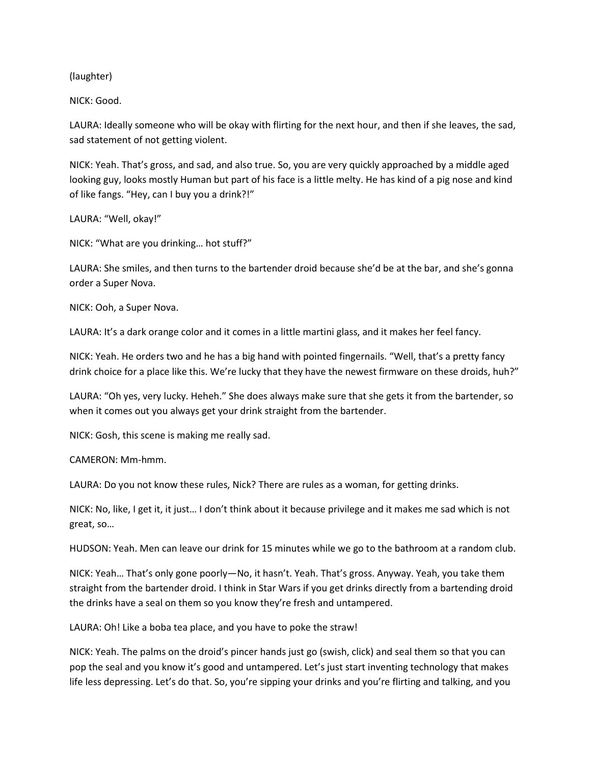(laughter)

NICK: Good.

LAURA: Ideally someone who will be okay with flirting for the next hour, and then if she leaves, the sad, sad statement of not getting violent.

NICK: Yeah. That's gross, and sad, and also true. So, you are very quickly approached by a middle aged looking guy, looks mostly Human but part of his face is a little melty. He has kind of a pig nose and kind of like fangs. "Hey, can I buy you a drink?!"

LAURA: "Well, okay!"

NICK: "What are you drinking… hot stuff?"

LAURA: She smiles, and then turns to the bartender droid because she'd be at the bar, and she's gonna order a Super Nova.

NICK: Ooh, a Super Nova.

LAURA: It's a dark orange color and it comes in a little martini glass, and it makes her feel fancy.

NICK: Yeah. He orders two and he has a big hand with pointed fingernails. "Well, that's a pretty fancy drink choice for a place like this. We're lucky that they have the newest firmware on these droids, huh?"

LAURA: "Oh yes, very lucky. Heheh." She does always make sure that she gets it from the bartender, so when it comes out you always get your drink straight from the bartender.

NICK: Gosh, this scene is making me really sad.

CAMERON: Mm-hmm.

LAURA: Do you not know these rules, Nick? There are rules as a woman, for getting drinks.

NICK: No, like, I get it, it just… I don't think about it because privilege and it makes me sad which is not great, so…

HUDSON: Yeah. Men can leave our drink for 15 minutes while we go to the bathroom at a random club.

NICK: Yeah… That's only gone poorly—No, it hasn't. Yeah. That's gross. Anyway. Yeah, you take them straight from the bartender droid. I think in Star Wars if you get drinks directly from a bartending droid the drinks have a seal on them so you know they're fresh and untampered.

LAURA: Oh! Like a boba tea place, and you have to poke the straw!

NICK: Yeah. The palms on the droid's pincer hands just go (swish, click) and seal them so that you can pop the seal and you know it's good and untampered. Let's just start inventing technology that makes life less depressing. Let's do that. So, you're sipping your drinks and you're flirting and talking, and you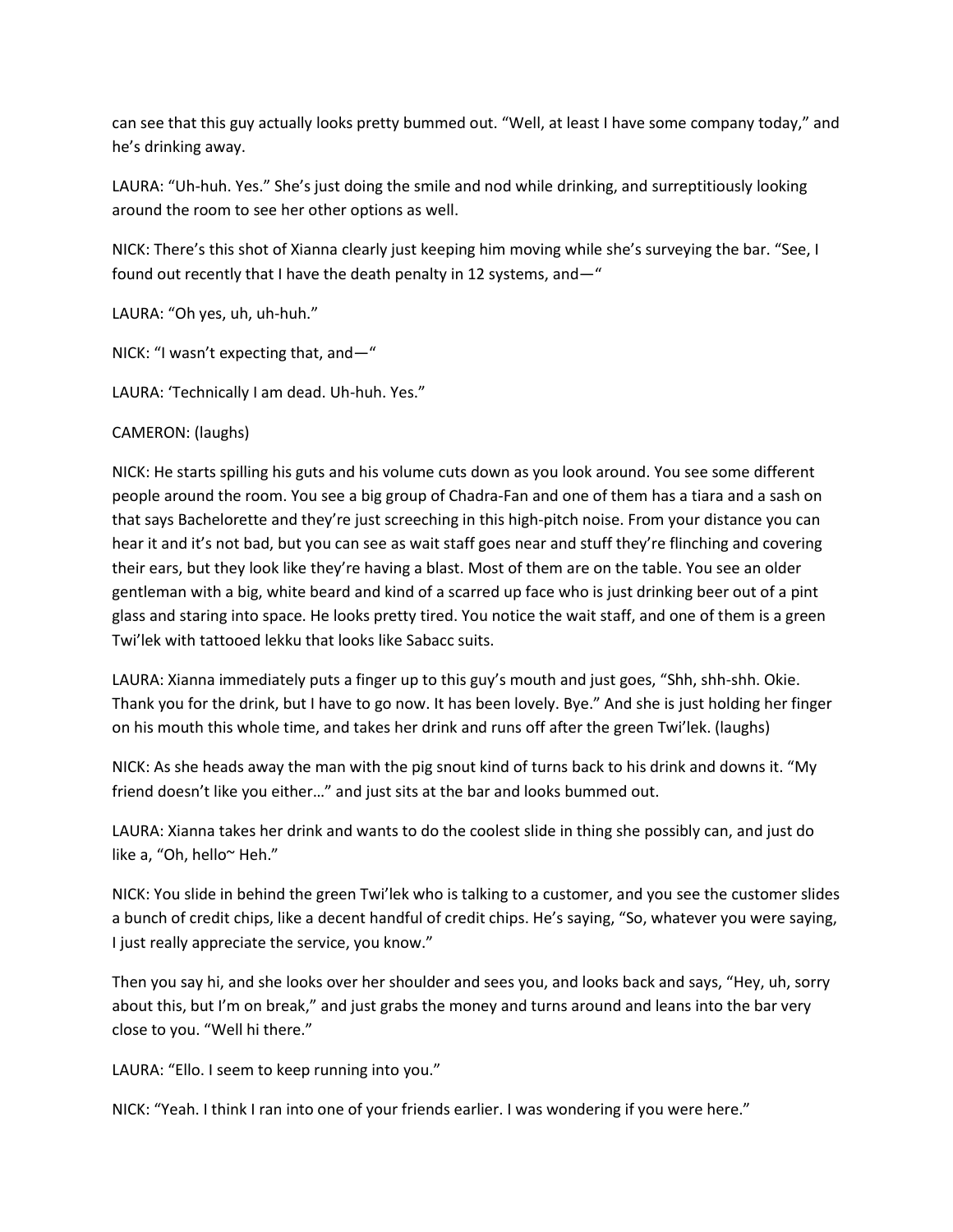can see that this guy actually looks pretty bummed out. "Well, at least I have some company today," and he's drinking away.

LAURA: "Uh-huh. Yes." She's just doing the smile and nod while drinking, and surreptitiously looking around the room to see her other options as well.

NICK: There's this shot of Xianna clearly just keeping him moving while she's surveying the bar. "See, I found out recently that I have the death penalty in 12 systems, and—"

LAURA: "Oh yes, uh, uh-huh."

NICK: "I wasn't expecting that, and—"

LAURA: 'Technically I am dead. Uh-huh. Yes."

CAMERON: (laughs)

NICK: He starts spilling his guts and his volume cuts down as you look around. You see some different people around the room. You see a big group of Chadra-Fan and one of them has a tiara and a sash on that says Bachelorette and they're just screeching in this high-pitch noise. From your distance you can hear it and it's not bad, but you can see as wait staff goes near and stuff they're flinching and covering their ears, but they look like they're having a blast. Most of them are on the table. You see an older gentleman with a big, white beard and kind of a scarred up face who is just drinking beer out of a pint glass and staring into space. He looks pretty tired. You notice the wait staff, and one of them is a green Twi'lek with tattooed lekku that looks like Sabacc suits.

LAURA: Xianna immediately puts a finger up to this guy's mouth and just goes, "Shh, shh-shh. Okie. Thank you for the drink, but I have to go now. It has been lovely. Bye." And she is just holding her finger on his mouth this whole time, and takes her drink and runs off after the green Twi'lek. (laughs)

NICK: As she heads away the man with the pig snout kind of turns back to his drink and downs it. "My friend doesn't like you either…" and just sits at the bar and looks bummed out.

LAURA: Xianna takes her drink and wants to do the coolest slide in thing she possibly can, and just do like a, "Oh, hello~ Heh."

NICK: You slide in behind the green Twi'lek who is talking to a customer, and you see the customer slides a bunch of credit chips, like a decent handful of credit chips. He's saying, "So, whatever you were saying, I just really appreciate the service, you know."

Then you say hi, and she looks over her shoulder and sees you, and looks back and says, "Hey, uh, sorry about this, but I'm on break," and just grabs the money and turns around and leans into the bar very close to you. "Well hi there."

LAURA: "Ello. I seem to keep running into you."

NICK: "Yeah. I think I ran into one of your friends earlier. I was wondering if you were here."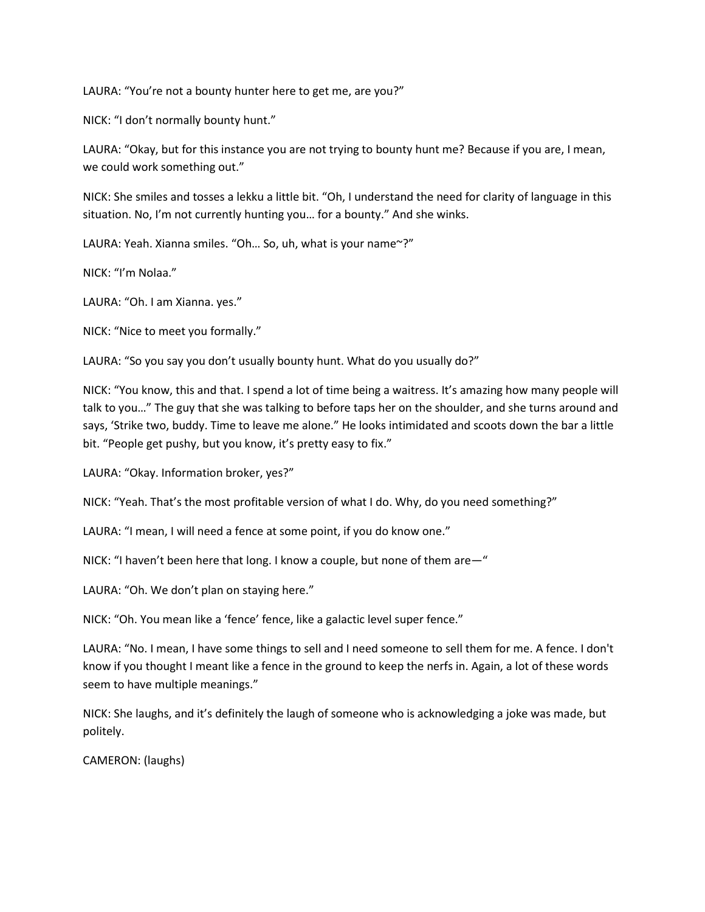LAURA: “You’re not a bounty hunter here to get me, are you?”

NICK: “I don’t normally bounty hunt.”

LAURA: “Okay, but for this instance you are not trying to bounty hunt me? Because if you are, I mean, we could work something out.”

NICK: She smiles and tosses a lekku a little bit. “Oh, I understand the need for clarity of language in this situation. No, I’m not currently hunting you… for a bounty.” And she winks.

LAURA: Yeah. Xianna smiles. “Oh… So, uh, what is your name~?”

NICK: “I’m Nolaa.”

LAURA: “Oh. I am Xianna. yes.”

NICK: “Nice to meet you formally.”

LAURA: “So you say you don’t usually bounty hunt. What do you usually do?”

NICK: “You know, this and that. I spend a lot of time being a waitress. It’s amazing how many people will talk to you…” The guy that she was talking to before taps her on the shoulder, and she turns around and says, ‘Strike two, buddy. Time to leave me alone.” He looks intimidated and scoots down the bar a little bit. “People get pushy, but you know, it’s pretty easy to fix.”

LAURA: “Okay. Information broker, yes?”

NICK: “Yeah. That’s the most profitable version of what I do. Why, do you need something?”

LAURA: “I mean, I will need a fence at some point, if you do know one.”

NICK: “I haven’t been here that long. I know a couple, but none of them are—“

LAURA: “Oh. We don’t plan on staying here.”

NICK: “Oh. You mean like a ‘fence’ fence, like a galactic level super fence.”

LAURA: “No. I mean, I have some things to sell and I need someone to sell them for me. A fence. I don't know if you thought I meant like a fence in the ground to keep the nerfs in. Again, a lot of these words seem to have multiple meanings.”

NICK: She laughs, and it’s definitely the laugh of someone who is acknowledging a joke was made, but politely.

CAMERON: (laughs)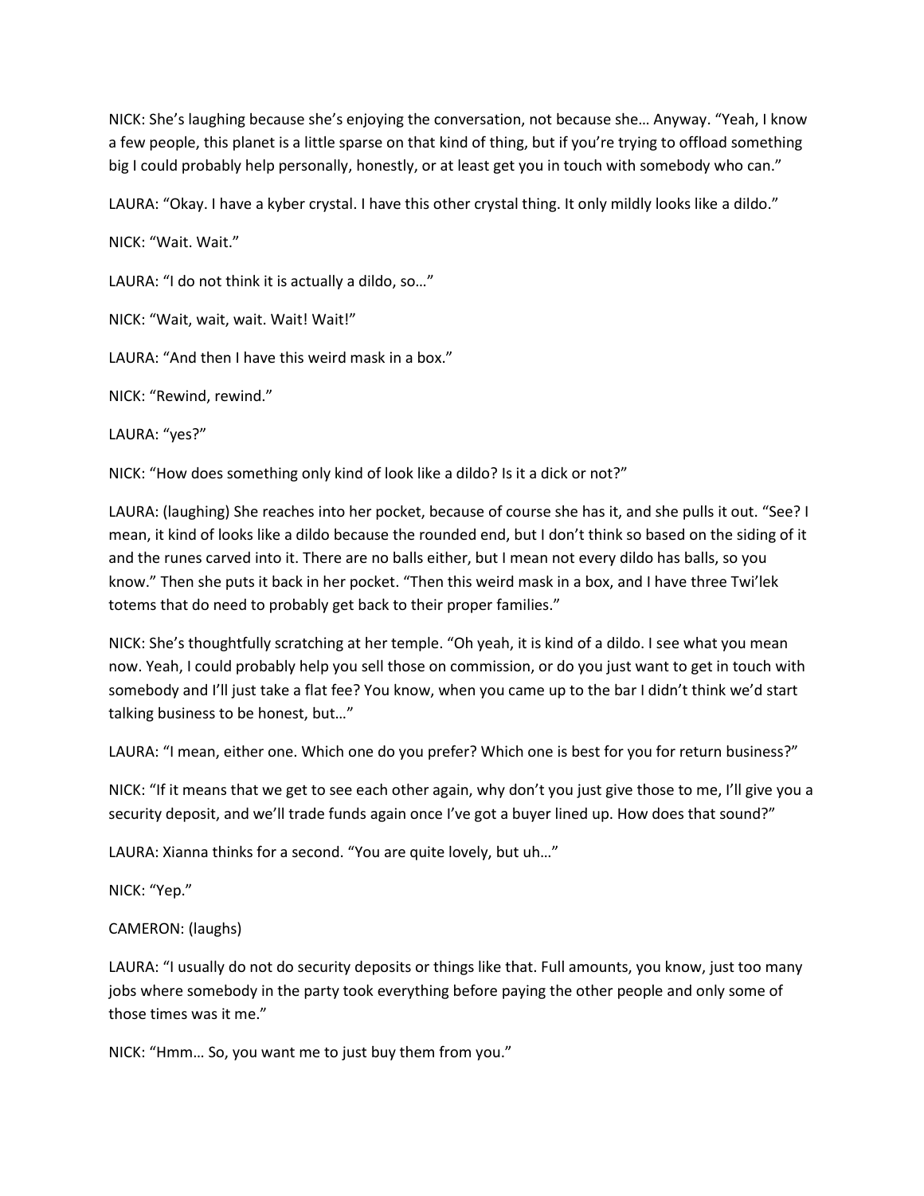NICK: She's laughing because she's enjoying the conversation, not because she… Anyway. "Yeah, I know a few people, this planet is a little sparse on that kind of thing, but if you're trying to offload something big I could probably help personally, honestly, or at least get you in touch with somebody who can."

LAURA: "Okay. I have a kyber crystal. I have this other crystal thing. It only mildly looks like a dildo."

NICK: "Wait. Wait."

LAURA: "I do not think it is actually a dildo, so…"

NICK: "Wait, wait, wait. Wait! Wait!"

LAURA: "And then I have this weird mask in a box."

NICK: "Rewind, rewind."

LAURA: "yes?"

NICK: "How does something only kind of look like a dildo? Is it a dick or not?"

LAURA: (laughing) She reaches into her pocket, because of course she has it, and she pulls it out. "See? I mean, it kind of looks like a dildo because the rounded end, but I don't think so based on the siding of it and the runes carved into it. There are no balls either, but I mean not every dildo has balls, so you know." Then she puts it back in her pocket. "Then this weird mask in a box, and I have three Twi'lek totems that do need to probably get back to their proper families."

NICK: She's thoughtfully scratching at her temple. "Oh yeah, it is kind of a dildo. I see what you mean now. Yeah, I could probably help you sell those on commission, or do you just want to get in touch with somebody and I'll just take a flat fee? You know, when you came up to the bar I didn't think we'd start talking business to be honest, but…"

LAURA: "I mean, either one. Which one do you prefer? Which one is best for you for return business?"

NICK: "If it means that we get to see each other again, why don't you just give those to me, I'll give you a security deposit, and we'll trade funds again once I've got a buyer lined up. How does that sound?"

LAURA: Xianna thinks for a second. "You are quite lovely, but uh…"

NICK: "Yep."

CAMERON: (laughs)

LAURA: "I usually do not do security deposits or things like that. Full amounts, you know, just too many jobs where somebody in the party took everything before paying the other people and only some of those times was it me."

NICK: "Hmm… So, you want me to just buy them from you."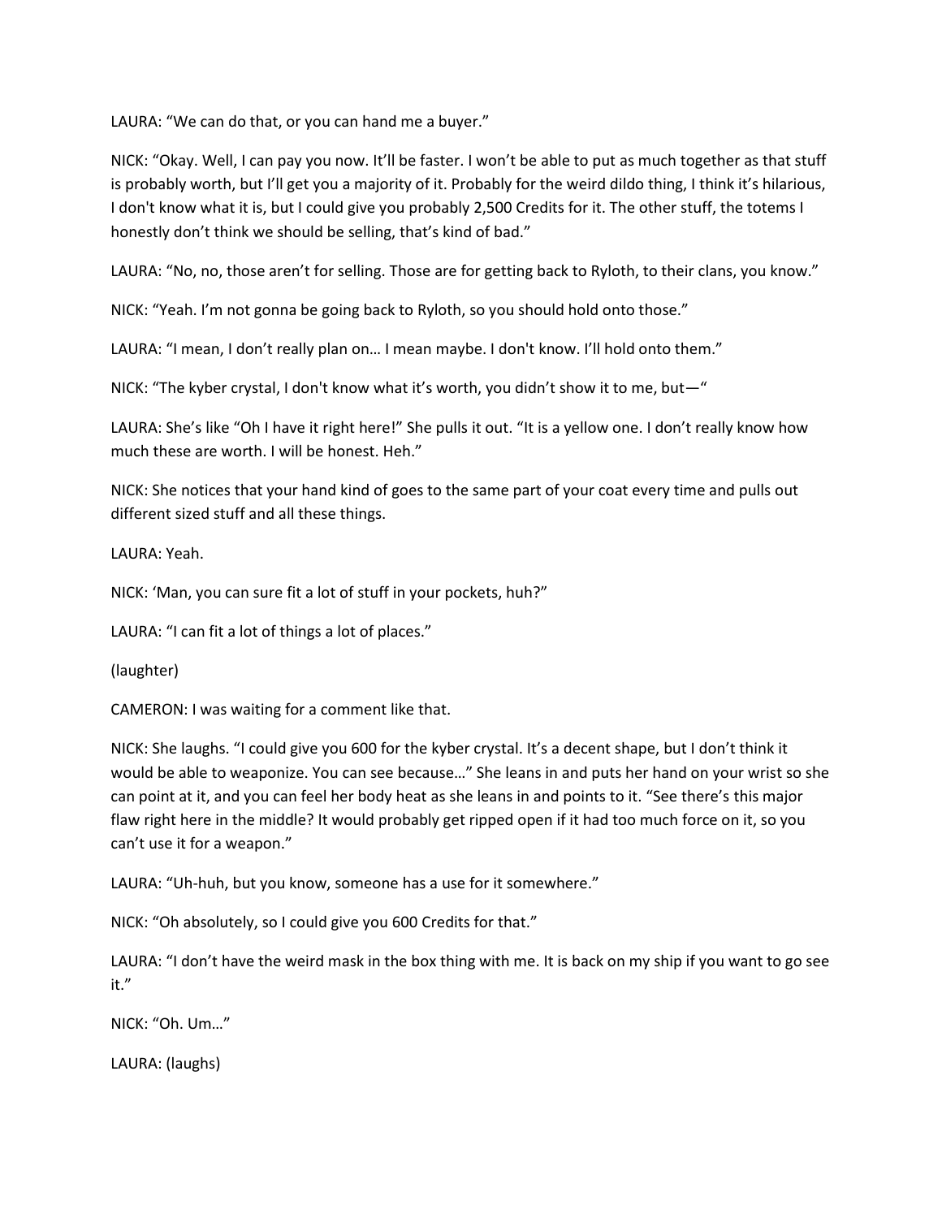LAURA: "We can do that, or you can hand me a buyer."

NICK: "Okay. Well, I can pay you now. It'll be faster. I won't be able to put as much together as that stuff is probably worth, but I'll get you a majority of it. Probably for the weird dildo thing, I think it's hilarious, I don't know what it is, but I could give you probably 2,500 Credits for it. The other stuff, the totems I honestly don't think we should be selling, that's kind of bad."

LAURA: "No, no, those aren't for selling. Those are for getting back to Ryloth, to their clans, you know."

NICK: "Yeah. I'm not gonna be going back to Ryloth, so you should hold onto those."

LAURA: "I mean, I don't really plan on… I mean maybe. I don't know. I'll hold onto them."

NICK: "The kyber crystal, I don't know what it's worth, you didn't show it to me, but—"

LAURA: She's like "Oh I have it right here!" She pulls it out. "It is a yellow one. I don't really know how much these are worth. I will be honest. Heh."

NICK: She notices that your hand kind of goes to the same part of your coat every time and pulls out different sized stuff and all these things.

LAURA: Yeah.

NICK: 'Man, you can sure fit a lot of stuff in your pockets, huh?"

LAURA: "I can fit a lot of things a lot of places."

(laughter)

CAMERON: I was waiting for a comment like that.

NICK: She laughs. "I could give you 600 for the kyber crystal. It's a decent shape, but I don't think it would be able to weaponize. You can see because…" She leans in and puts her hand on your wrist so she can point at it, and you can feel her body heat as she leans in and points to it. "See there's this major flaw right here in the middle? It would probably get ripped open if it had too much force on it, so you can't use it for a weapon."

LAURA: "Uh-huh, but you know, someone has a use for it somewhere."

NICK: "Oh absolutely, so I could give you 600 Credits for that."

LAURA: "I don't have the weird mask in the box thing with me. It is back on my ship if you want to go see it."

NICK: "Oh. Um…"

LAURA: (laughs)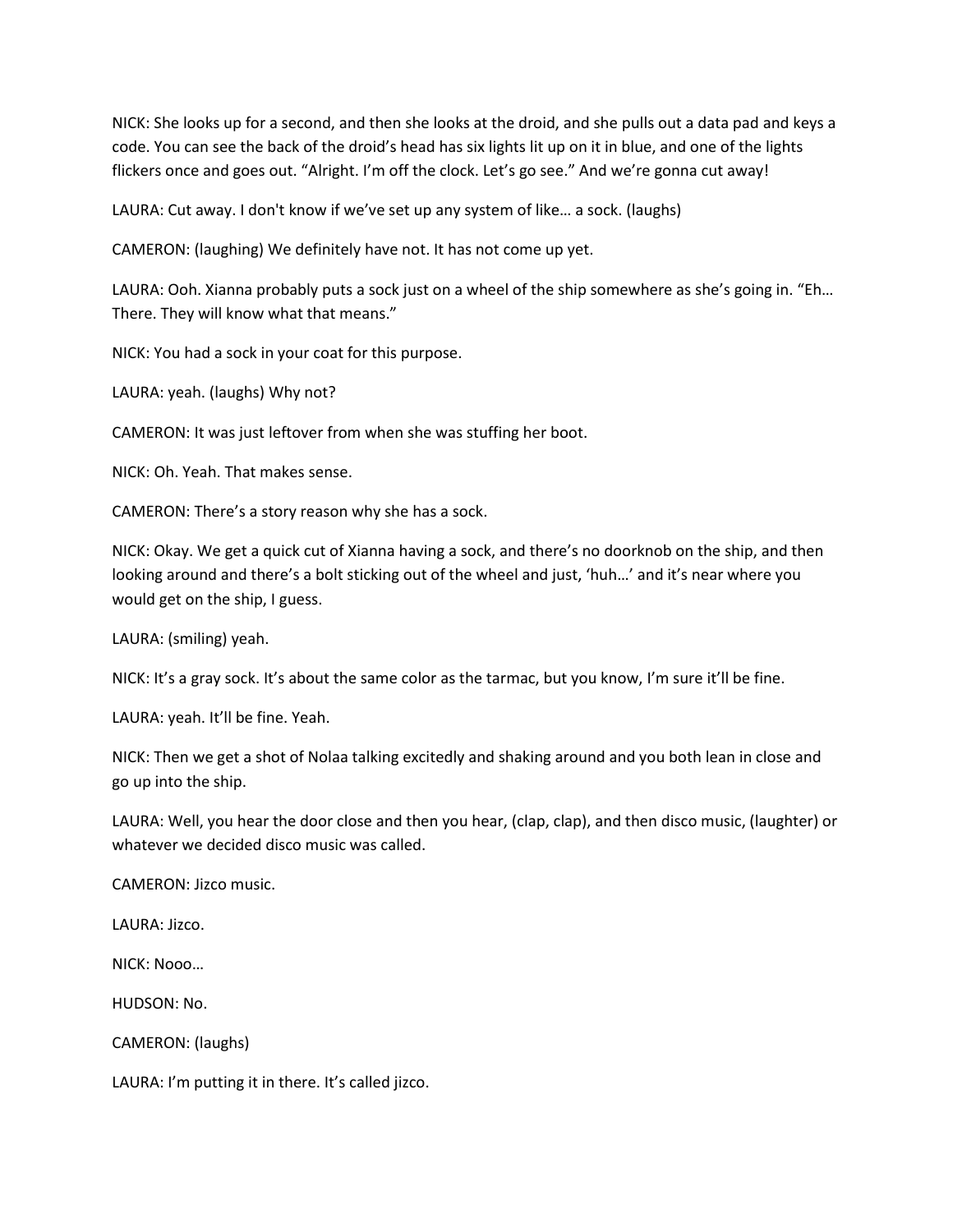NICK: She looks up for a second, and then she looks at the droid, and she pulls out a data pad and keys a code. You can see the back of the droid's head has six lights lit up on it in blue, and one of the lights flickers once and goes out. "Alright. I'm off the clock. Let's go see." And we're gonna cut away!

LAURA: Cut away. I don't know if we've set up any system of like… a sock. (laughs)

CAMERON: (laughing) We definitely have not. It has not come up yet.

LAURA: Ooh. Xianna probably puts a sock just on a wheel of the ship somewhere as she's going in. "Eh… There. They will know what that means."

NICK: You had a sock in your coat for this purpose.

LAURA: yeah. (laughs) Why not?

CAMERON: It was just leftover from when she was stuffing her boot.

NICK: Oh. Yeah. That makes sense.

CAMERON: There's a story reason why she has a sock.

NICK: Okay. We get a quick cut of Xianna having a sock, and there's no doorknob on the ship, and then looking around and there's a bolt sticking out of the wheel and just, 'huh…' and it's near where you would get on the ship, I guess.

LAURA: (smiling) yeah.

NICK: It's a gray sock. It's about the same color as the tarmac, but you know, I'm sure it'll be fine.

LAURA: yeah. It'll be fine. Yeah.

NICK: Then we get a shot of Nolaa talking excitedly and shaking around and you both lean in close and go up into the ship.

LAURA: Well, you hear the door close and then you hear, (clap, clap), and then disco music, (laughter) or whatever we decided disco music was called.

CAMERON: Jizco music.

LAURA: Jizco.

NICK: Nooo…

HUDSON: No.

CAMERON: (laughs)

LAURA: I'm putting it in there. It's called jizco.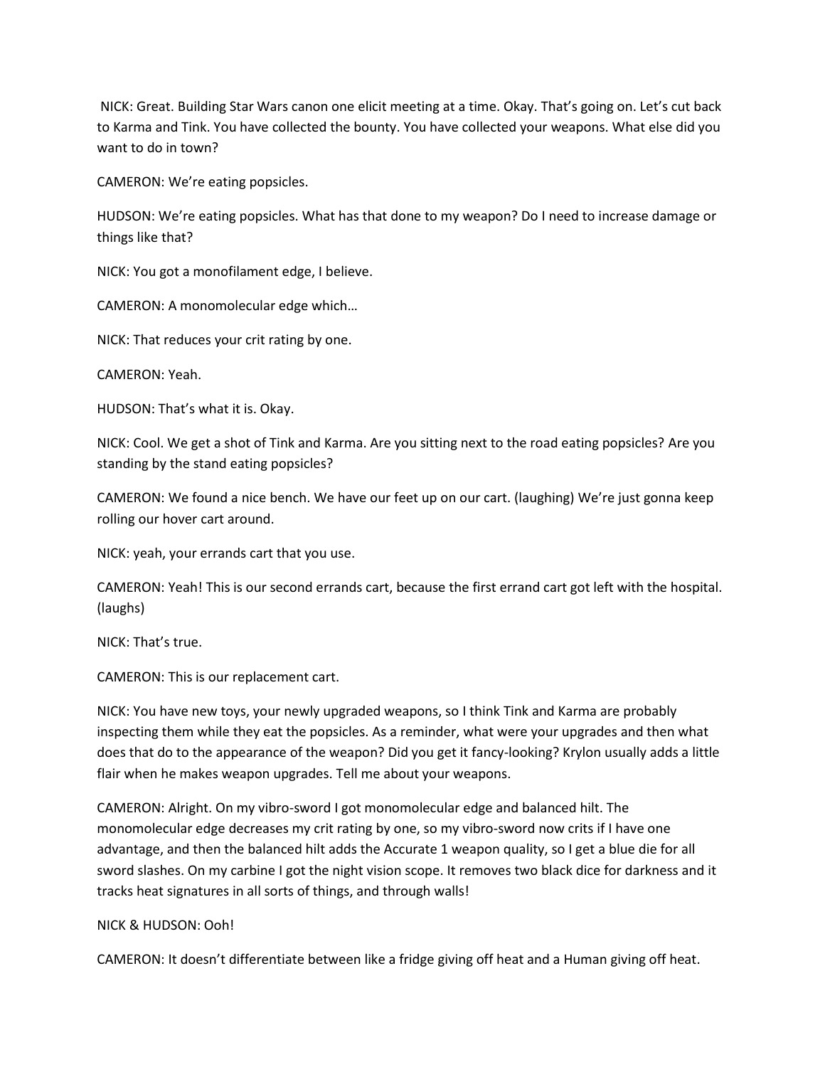NICK: Great. Building Star Wars canon one elicit meeting at a time. Okay. That's going on. Let's cut back to Karma and Tink. You have collected the bounty. You have collected your weapons. What else did you want to do in town?

CAMERON: We're eating popsicles.

HUDSON: We're eating popsicles. What has that done to my weapon? Do I need to increase damage or things like that?

NICK: You got a monofilament edge, I believe.

CAMERON: A monomolecular edge which…

NICK: That reduces your crit rating by one.

CAMERON: Yeah.

HUDSON: That's what it is. Okay.

NICK: Cool. We get a shot of Tink and Karma. Are you sitting next to the road eating popsicles? Are you standing by the stand eating popsicles?

CAMERON: We found a nice bench. We have our feet up on our cart. (laughing) We're just gonna keep rolling our hover cart around.

NICK: yeah, your errands cart that you use.

CAMERON: Yeah! This is our second errands cart, because the first errand cart got left with the hospital. (laughs)

NICK: That's true.

CAMERON: This is our replacement cart.

NICK: You have new toys, your newly upgraded weapons, so I think Tink and Karma are probably inspecting them while they eat the popsicles. As a reminder, what were your upgrades and then what does that do to the appearance of the weapon? Did you get it fancy-looking? Krylon usually adds a little flair when he makes weapon upgrades. Tell me about your weapons.

CAMERON: Alright. On my vibro-sword I got monomolecular edge and balanced hilt. The monomolecular edge decreases my crit rating by one, so my vibro-sword now crits if I have one advantage, and then the balanced hilt adds the Accurate 1 weapon quality, so I get a blue die for all sword slashes. On my carbine I got the night vision scope. It removes two black dice for darkness and it tracks heat signatures in all sorts of things, and through walls!

NICK & HUDSON: Ooh!

CAMERON: It doesn't differentiate between like a fridge giving off heat and a Human giving off heat.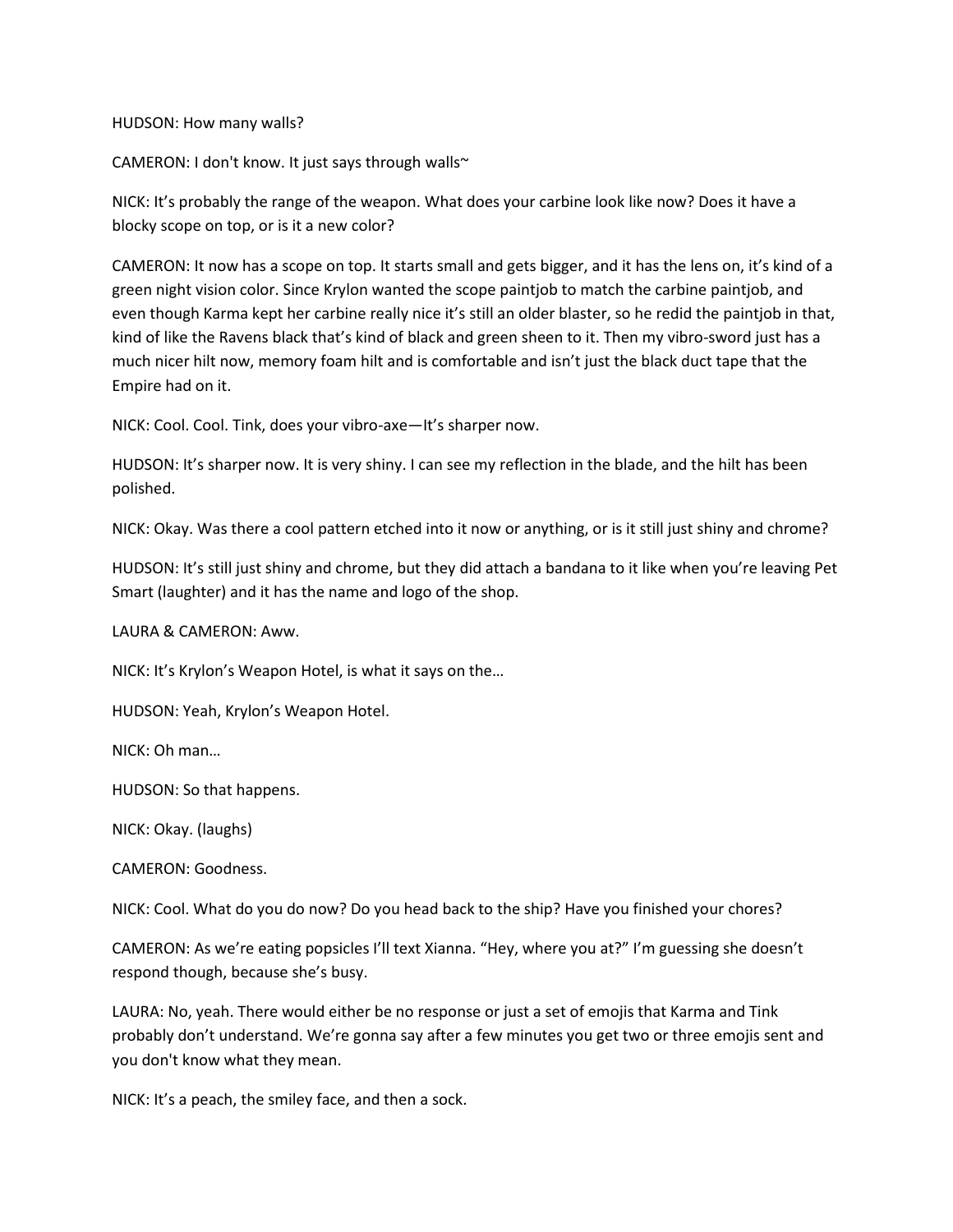HUDSON: How many walls?

CAMERON: I don't know. It just says through walls~

NICK: It's probably the range of the weapon. What does your carbine look like now? Does it have a blocky scope on top, or is it a new color?

CAMERON: It now has a scope on top. It starts small and gets bigger, and it has the lens on, it's kind of a green night vision color. Since Krylon wanted the scope paintjob to match the carbine paintjob, and even though Karma kept her carbine really nice it's still an older blaster, so he redid the paintjob in that, kind of like the Ravens black that's kind of black and green sheen to it. Then my vibro-sword just has a much nicer hilt now, memory foam hilt and is comfortable and isn't just the black duct tape that the Empire had on it.

NICK: Cool. Cool. Tink, does your vibro-axe—It's sharper now.

HUDSON: It's sharper now. It is very shiny. I can see my reflection in the blade, and the hilt has been polished.

NICK: Okay. Was there a cool pattern etched into it now or anything, or is it still just shiny and chrome?

HUDSON: It's still just shiny and chrome, but they did attach a bandana to it like when you're leaving Pet Smart (laughter) and it has the name and logo of the shop.

LAURA & CAMERON: Aww.

NICK: It's Krylon's Weapon Hotel, is what it says on the…

HUDSON: Yeah, Krylon's Weapon Hotel.

NICK: Oh man…

HUDSON: So that happens.

NICK: Okay. (laughs)

CAMERON: Goodness.

NICK: Cool. What do you do now? Do you head back to the ship? Have you finished your chores?

CAMERON: As we're eating popsicles I'll text Xianna. "Hey, where you at?" I'm guessing she doesn't respond though, because she's busy.

LAURA: No, yeah. There would either be no response or just a set of emojis that Karma and Tink probably don't understand. We're gonna say after a few minutes you get two or three emojis sent and you don't know what they mean.

NICK: It's a peach, the smiley face, and then a sock.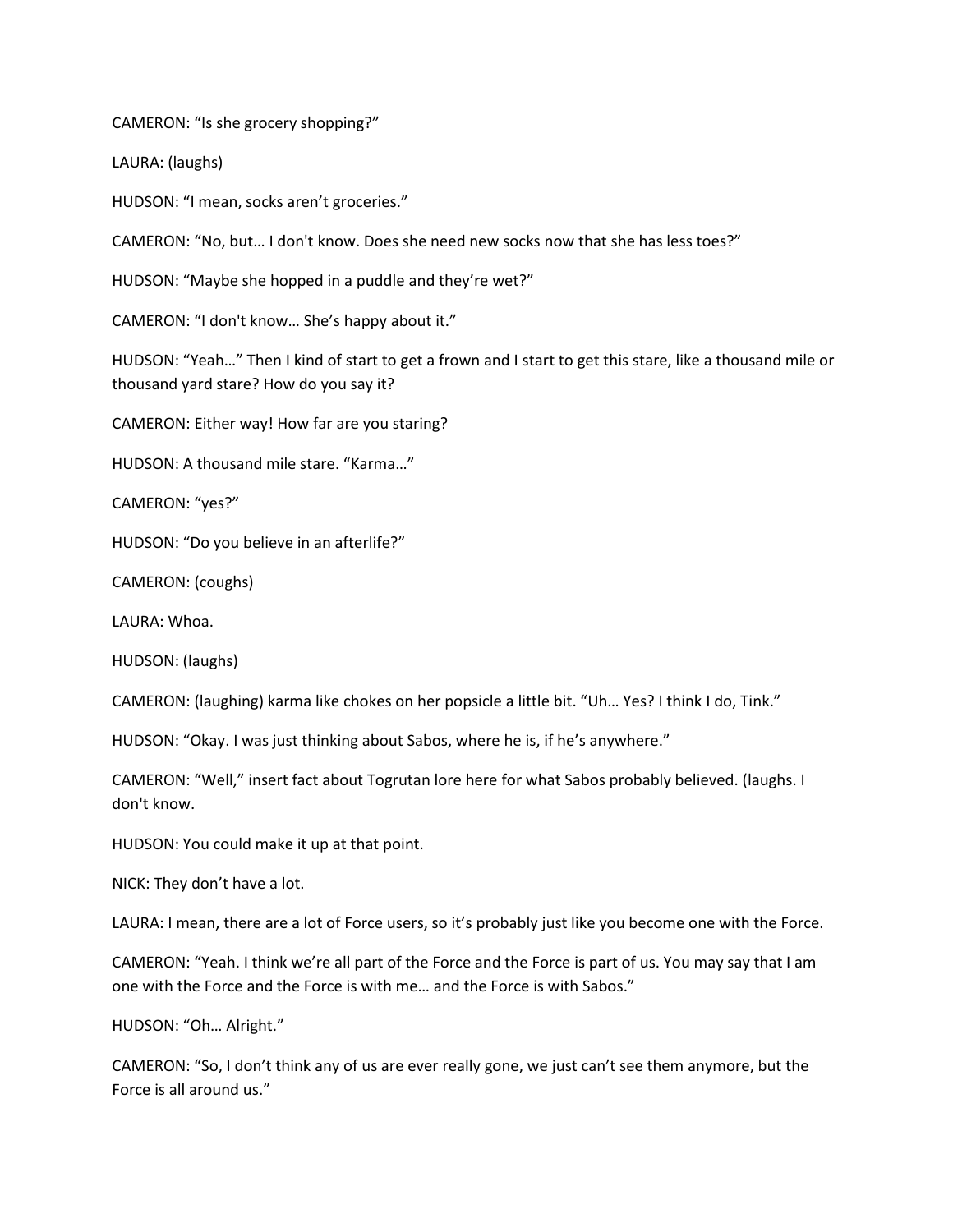CAMERON: “Is she grocery shopping?”

LAURA: (laughs)

HUDSON: “I mean, socks aren’t groceries.”

CAMERON: “No, but… I don't know. Does she need new socks now that she has less toes?”

HUDSON: “Maybe she hopped in a puddle and they’re wet?”

CAMERON: “I don't know… She’s happy about it.”

HUDSON: “Yeah…” Then I kind of start to get a frown and I start to get this stare, like a thousand mile or thousand yard stare? How do you say it?

CAMERON: Either way! How far are you staring?

HUDSON: A thousand mile stare. “Karma…”

CAMERON: “yes?”

HUDSON: “Do you believe in an afterlife?”

CAMERON: (coughs)

LAURA: Whoa.

HUDSON: (laughs)

CAMERON: (laughing) karma like chokes on her popsicle a little bit. “Uh… Yes? I think I do, Tink.”

HUDSON: “Okay. I was just thinking about Sabos, where he is, if he’s anywhere.”

CAMERON: “Well,” insert fact about Togrutan lore here for what Sabos probably believed. (laughs. I don't know.

HUDSON: You could make it up at that point.

NICK: They don’t have a lot.

LAURA: I mean, there are a lot of Force users, so it’s probably just like you become one with the Force.

CAMERON: “Yeah. I think we’re all part of the Force and the Force is part of us. You may say that I am one with the Force and the Force is with me… and the Force is with Sabos.”

HUDSON: “Oh… Alright.”

CAMERON: “So, I don’t think any of us are ever really gone, we just can’t see them anymore, but the Force is all around us.”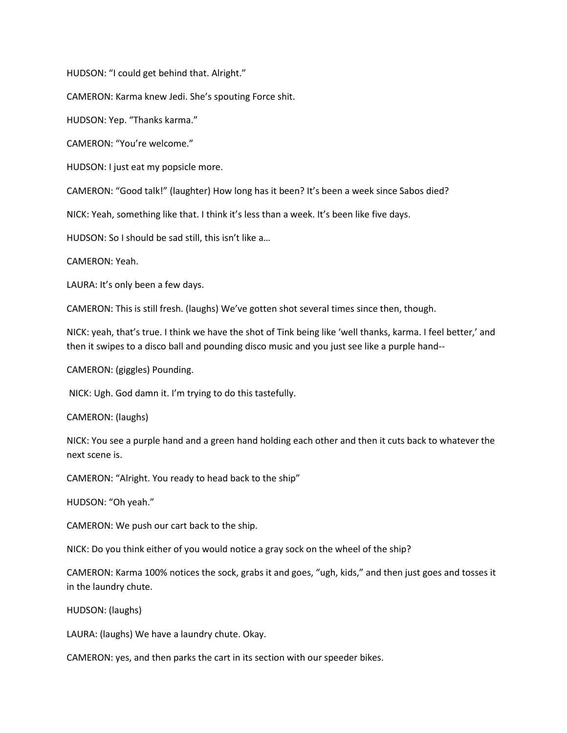HUDSON: “I could get behind that. Alright.”

CAMERON: Karma knew Jedi. She’s spouting Force shit.

HUDSON: Yep. “Thanks karma.”

CAMERON: “You’re welcome.”

HUDSON: I just eat my popsicle more.

CAMERON: “Good talk!” (laughter) How long has it been? It’s been a week since Sabos died?

NICK: Yeah, something like that. I think it’s less than a week. It’s been like five days.

HUDSON: So I should be sad still, this isn’t like a…

CAMERON: Yeah.

LAURA: It’s only been a few days.

CAMERON: This is still fresh. (laughs) We’ve gotten shot several times since then, though.

NICK: yeah, that’s true. I think we have the shot of Tink being like ‘well thanks, karma. I feel better,’ and then it swipes to a disco ball and pounding disco music and you just see like a purple hand--

CAMERON: (giggles) Pounding.

NICK: Ugh. God damn it. I’m trying to do this tastefully.

CAMERON: (laughs)

NICK: You see a purple hand and a green hand holding each other and then it cuts back to whatever the next scene is.

CAMERON: “Alright. You ready to head back to the ship”

HUDSON: “Oh yeah.”

CAMERON: We push our cart back to the ship.

NICK: Do you think either of you would notice a gray sock on the wheel of the ship?

CAMERON: Karma 100% notices the sock, grabs it and goes, “ugh, kids,” and then just goes and tosses it in the laundry chute.

HUDSON: (laughs)

LAURA: (laughs) We have a laundry chute. Okay.

CAMERON: yes, and then parks the cart in its section with our speeder bikes.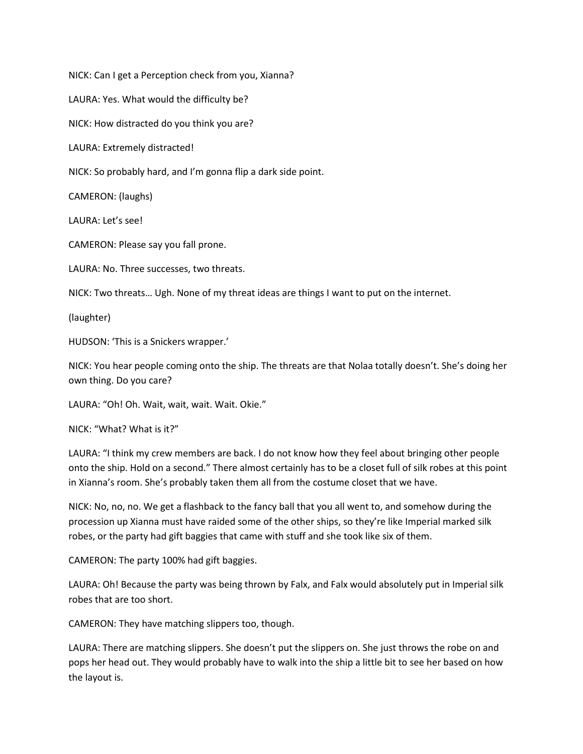NICK: Can I get a Perception check from you, Xianna?

LAURA: Yes. What would the difficulty be?

NICK: How distracted do you think you are?

LAURA: Extremely distracted!

NICK: So probably hard, and I'm gonna flip a dark side point.

CAMERON: (laughs)

LAURA: Let's see!

CAMERON: Please say you fall prone.

LAURA: No. Three successes, two threats.

NICK: Two threats… Ugh. None of my threat ideas are things I want to put on the internet.

(laughter)

HUDSON: 'This is a Snickers wrapper.'

NICK: You hear people coming onto the ship. The threats are that Nolaa totally doesn't. She's doing her own thing. Do you care?

LAURA: "Oh! Oh. Wait, wait, wait. Wait. Okie."

NICK: "What? What is it?"

LAURA: "I think my crew members are back. I do not know how they feel about bringing other people onto the ship. Hold on a second." There almost certainly has to be a closet full of silk robes at this point in Xianna's room. She's probably taken them all from the costume closet that we have.

NICK: No, no, no. We get a flashback to the fancy ball that you all went to, and somehow during the procession up Xianna must have raided some of the other ships, so they're like Imperial marked silk robes, or the party had gift baggies that came with stuff and she took like six of them.

CAMERON: The party 100% had gift baggies.

LAURA: Oh! Because the party was being thrown by Falx, and Falx would absolutely put in Imperial silk robes that are too short.

CAMERON: They have matching slippers too, though.

LAURA: There are matching slippers. She doesn't put the slippers on. She just throws the robe on and pops her head out. They would probably have to walk into the ship a little bit to see her based on how the layout is.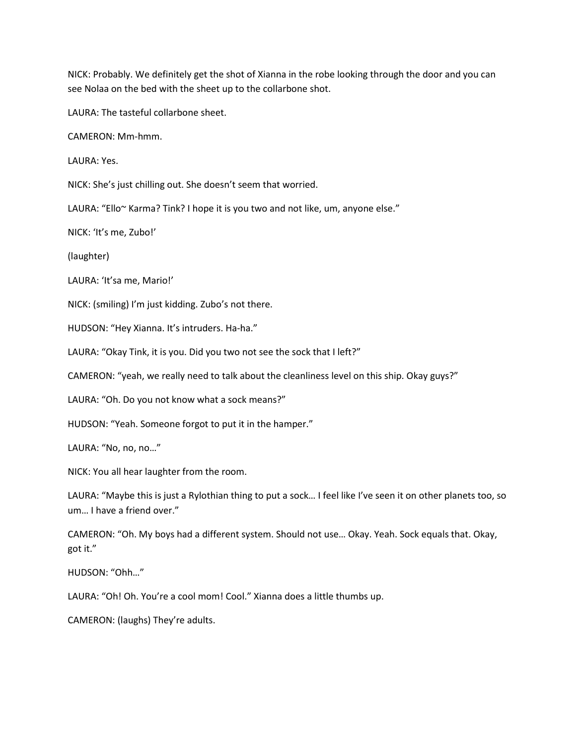NICK: Probably. We definitely get the shot of Xianna in the robe looking through the door and you can see Nolaa on the bed with the sheet up to the collarbone shot.

LAURA: The tasteful collarbone sheet.

CAMERON: Mm-hmm.

LAURA: Yes.

NICK: She's just chilling out. She doesn't seem that worried.

LAURA: "Ello~ Karma? Tink? I hope it is you two and not like, um, anyone else."

NICK: 'It's me, Zubo!'

(laughter)

LAURA: 'It'sa me, Mario!'

NICK: (smiling) I'm just kidding. Zubo's not there.

HUDSON: "Hey Xianna. It's intruders. Ha-ha."

LAURA: "Okay Tink, it is you. Did you two not see the sock that I left?"

CAMERON: "yeah, we really need to talk about the cleanliness level on this ship. Okay guys?"

LAURA: "Oh. Do you not know what a sock means?"

HUDSON: "Yeah. Someone forgot to put it in the hamper."

LAURA: "No, no, no…"

NICK: You all hear laughter from the room.

LAURA: "Maybe this is just a Rylothian thing to put a sock… I feel like I've seen it on other planets too, so um… I have a friend over."

CAMERON: "Oh. My boys had a different system. Should not use… Okay. Yeah. Sock equals that. Okay, got it."

HUDSON: "Ohh…"

LAURA: "Oh! Oh. You're a cool mom! Cool." Xianna does a little thumbs up.

CAMERON: (laughs) They're adults.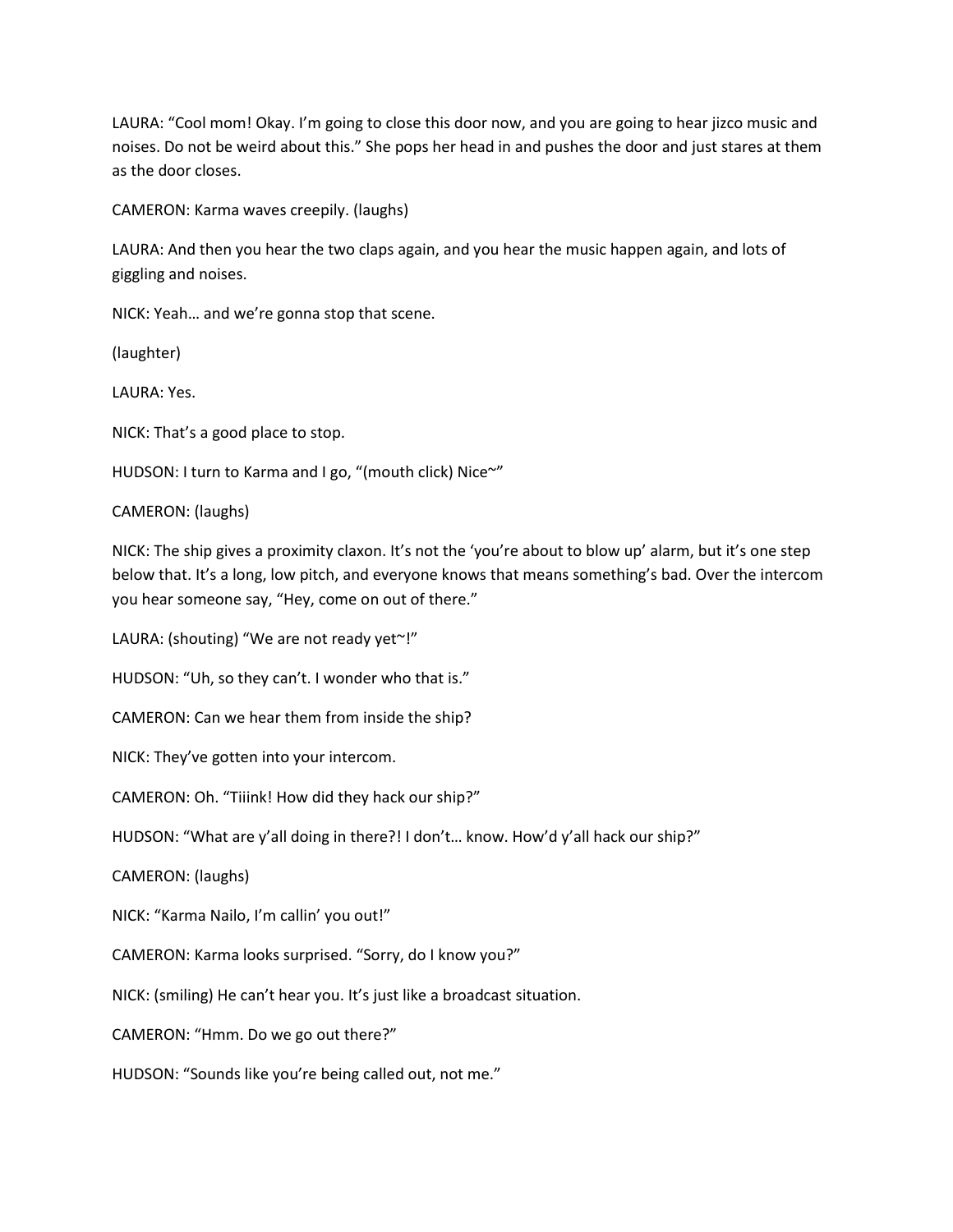LAURA: “Cool mom! Okay. I’m going to close this door now, and you are going to hear jizco music and noises. Do not be weird about this.” She pops her head in and pushes the door and just stares at them as the door closes.

CAMERON: Karma waves creepily. (laughs)

LAURA: And then you hear the two claps again, and you hear the music happen again, and lots of giggling and noises.

NICK: Yeah… and we’re gonna stop that scene.

(laughter)

LAURA: Yes.

NICK: That’s a good place to stop.

HUDSON: I turn to Karma and I go, “(mouth click) Nice~”

CAMERON: (laughs)

NICK: The ship gives a proximity claxon. It’s not the ‘you’re about to blow up’ alarm, but it’s one step below that. It’s a long, low pitch, and everyone knows that means something’s bad. Over the intercom you hear someone say, “Hey, come on out of there.”

LAURA: (shouting) “We are not ready yet~!”

HUDSON: “Uh, so they can’t. I wonder who that is.”

CAMERON: Can we hear them from inside the ship?

NICK: They’ve gotten into your intercom.

CAMERON: Oh. “Tiiink! How did they hack our ship?”

HUDSON: “What are y’all doing in there?! I don’t… know. How’d y’all hack our ship?”

CAMERON: (laughs)

NICK: “Karma Nailo, I’m callin’ you out!”

CAMERON: Karma looks surprised. “Sorry, do I know you?”

NICK: (smiling) He can’t hear you. It’s just like a broadcast situation.

CAMERON: “Hmm. Do we go out there?”

HUDSON: “Sounds like you’re being called out, not me.”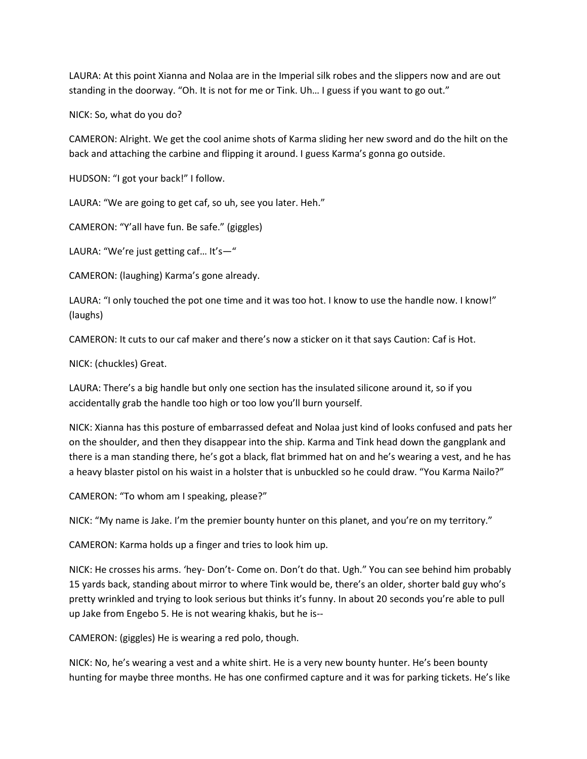LAURA: At this point Xianna and Nolaa are in the Imperial silk robes and the slippers now and are out standing in the doorway. "Oh. It is not for me or Tink. Uh… I guess if you want to go out."

NICK: So, what do you do?

CAMERON: Alright. We get the cool anime shots of Karma sliding her new sword and do the hilt on the back and attaching the carbine and flipping it around. I guess Karma's gonna go outside.

HUDSON: "I got your back!" I follow.

LAURA: "We are going to get caf, so uh, see you later. Heh."

CAMERON: "Y'all have fun. Be safe." (giggles)

LAURA: "We're just getting caf… It's—"

CAMERON: (laughing) Karma's gone already.

LAURA: "I only touched the pot one time and it was too hot. I know to use the handle now. I know!" (laughs)

CAMERON: It cuts to our caf maker and there's now a sticker on it that says Caution: Caf is Hot.

NICK: (chuckles) Great.

LAURA: There's a big handle but only one section has the insulated silicone around it, so if you accidentally grab the handle too high or too low you'll burn yourself.

NICK: Xianna has this posture of embarrassed defeat and Nolaa just kind of looks confused and pats her on the shoulder, and then they disappear into the ship. Karma and Tink head down the gangplank and there is a man standing there, he's got a black, flat brimmed hat on and he's wearing a vest, and he has a heavy blaster pistol on his waist in a holster that is unbuckled so he could draw. "You Karma Nailo?"

CAMERON: "To whom am I speaking, please?"

NICK: "My name is Jake. I'm the premier bounty hunter on this planet, and you're on my territory."

CAMERON: Karma holds up a finger and tries to look him up.

NICK: He crosses his arms. 'hey- Don't- Come on. Don't do that. Ugh." You can see behind him probably 15 yards back, standing about mirror to where Tink would be, there's an older, shorter bald guy who's pretty wrinkled and trying to look serious but thinks it's funny. In about 20 seconds you're able to pull up Jake from Engebo 5. He is not wearing khakis, but he is--

CAMERON: (giggles) He is wearing a red polo, though.

NICK: No, he's wearing a vest and a white shirt. He is a very new bounty hunter. He's been bounty hunting for maybe three months. He has one confirmed capture and it was for parking tickets. He's like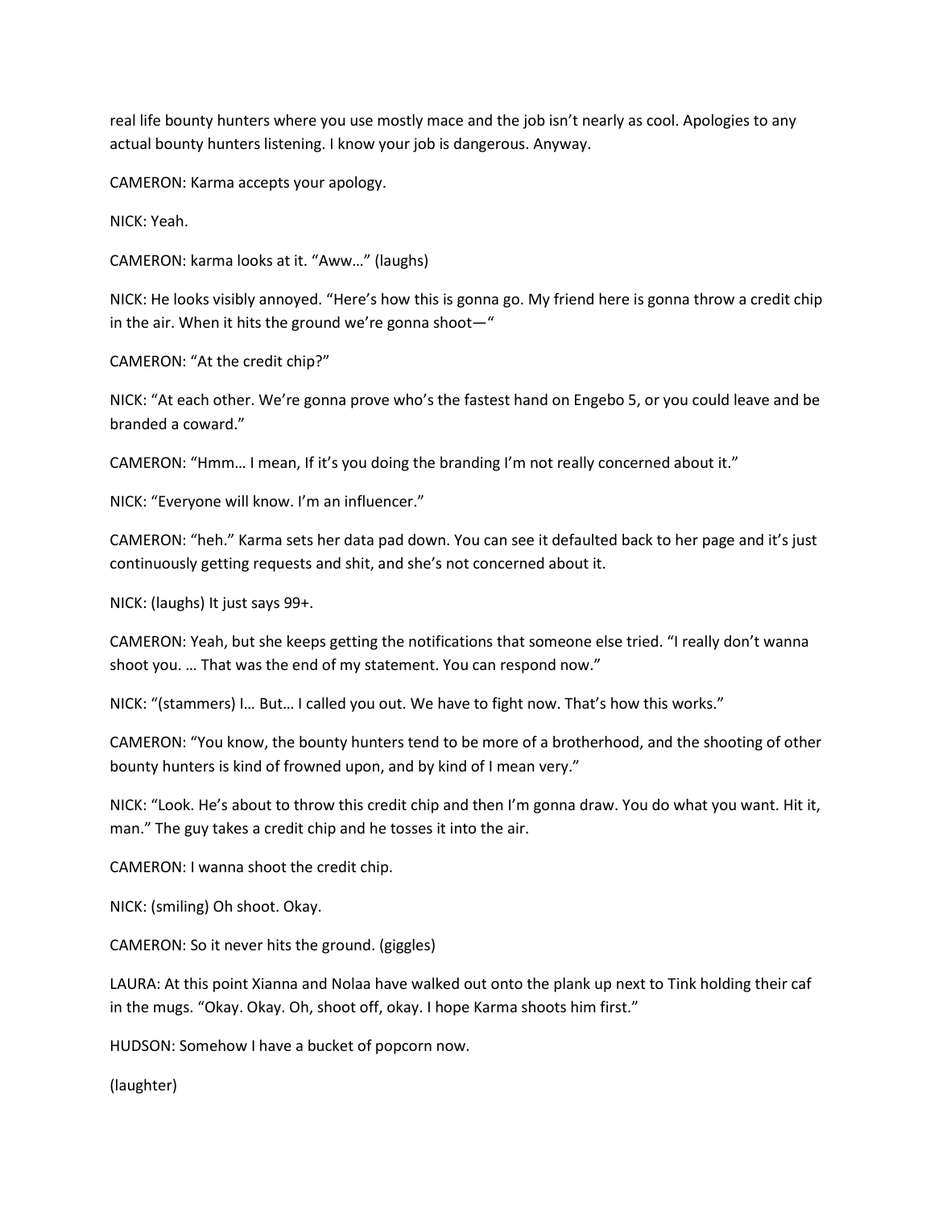real life bounty hunters where you use mostly mace and the job isn't nearly as cool. Apologies to any actual bounty hunters listening. I know your job is dangerous. Anyway.

CAMERON: Karma accepts your apology.

NICK: Yeah.

CAMERON: karma looks at it. "Aww…" (laughs)

NICK: He looks visibly annoyed. "Here's how this is gonna go. My friend here is gonna throw a credit chip in the air. When it hits the ground we're gonna shoot—"

CAMERON: "At the credit chip?"

NICK: "At each other. We're gonna prove who's the fastest hand on Engebo 5, or you could leave and be branded a coward."

CAMERON: "Hmm… I mean, If it's you doing the branding I'm not really concerned about it."

NICK: "Everyone will know. I'm an influencer."

CAMERON: "heh." Karma sets her data pad down. You can see it defaulted back to her page and it's just continuously getting requests and shit, and she's not concerned about it.

NICK: (laughs) It just says 99+.

CAMERON: Yeah, but she keeps getting the notifications that someone else tried. "I really don't wanna shoot you. … That was the end of my statement. You can respond now."

NICK: "(stammers) I… But… I called you out. We have to fight now. That's how this works."

CAMERON: "You know, the bounty hunters tend to be more of a brotherhood, and the shooting of other bounty hunters is kind of frowned upon, and by kind of I mean very."

NICK: "Look. He's about to throw this credit chip and then I'm gonna draw. You do what you want. Hit it, man." The guy takes a credit chip and he tosses it into the air.

CAMERON: I wanna shoot the credit chip.

NICK: (smiling) Oh shoot. Okay.

CAMERON: So it never hits the ground. (giggles)

LAURA: At this point Xianna and Nolaa have walked out onto the plank up next to Tink holding their caf in the mugs. "Okay. Okay. Oh, shoot off, okay. I hope Karma shoots him first."

HUDSON: Somehow I have a bucket of popcorn now.

(laughter)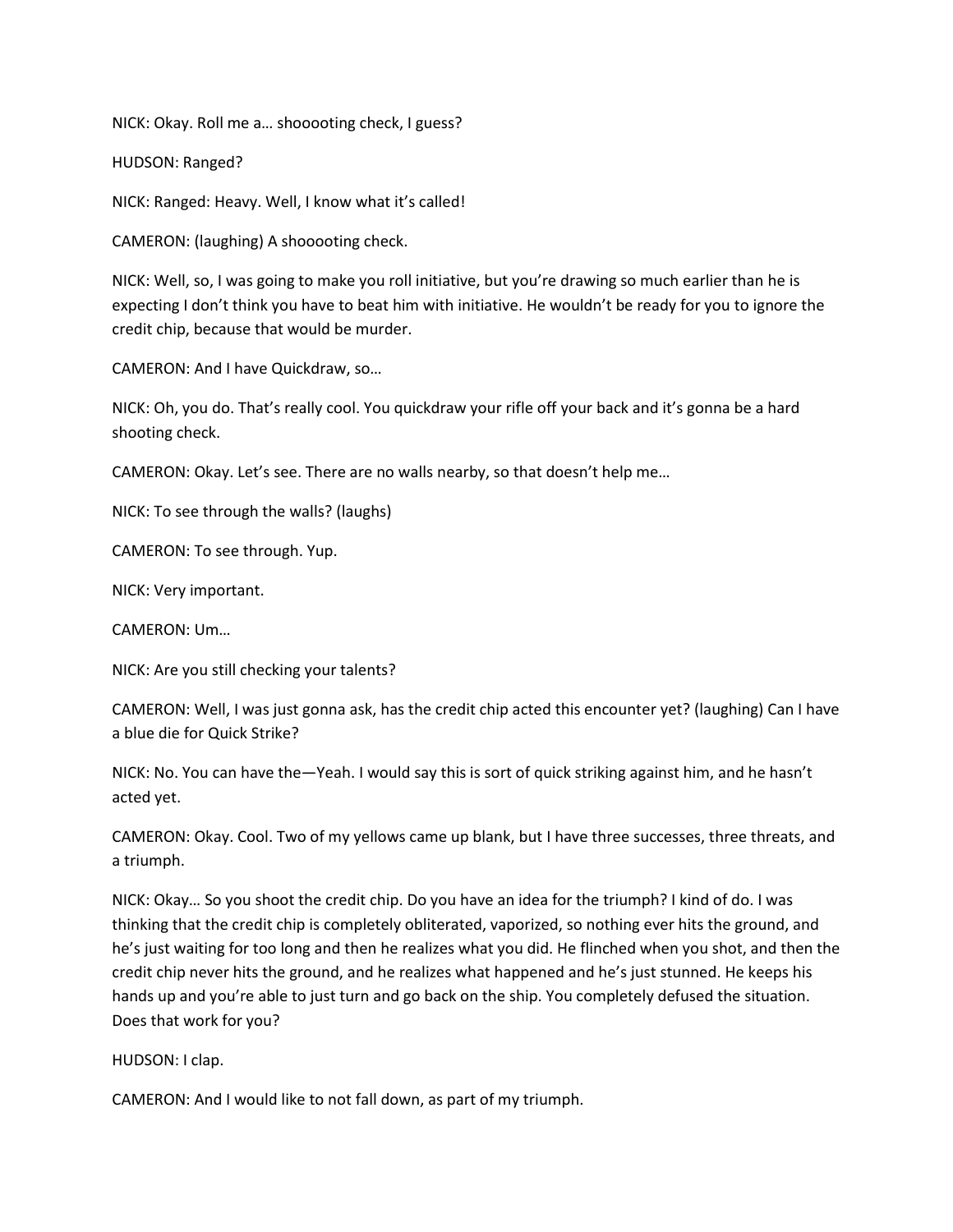NICK: Okay. Roll me a… shoooting check, I guess?

HUDSON: Ranged?

NICK: Ranged: Heavy. Well, I know what it's called!

CAMERON: (laughing) A shoooooting check.

NICK: Well, so, I was going to make you roll initiative, but you're drawing so much earlier than he is expecting I don't think you have to beat him with initiative. He wouldn't be ready for you to ignore the credit chip, because that would be murder.

CAMERON: And I have Quickdraw, so…

NICK: Oh, you do. That's really cool. You quickdraw your rifle off your back and it's gonna be a hard shooting check.

CAMERON: Okay. Let's see. There are no walls nearby, so that doesn't help me…

NICK: To see through the walls? (laughs)

CAMERON: To see through. Yup.

NICK: Very important.

CAMERON: Um…

NICK: Are you still checking your talents?

CAMERON: Well, I was just gonna ask, has the credit chip acted this encounter yet? (laughing) Can I have a blue die for Quick Strike?

NICK: No. You can have the—Yeah. I would say this is sort of quick striking against him, and he hasn't acted yet.

CAMERON: Okay. Cool. Two of my yellows came up blank, but I have three successes, three threats, and a triumph.

NICK: Okay… So you shoot the credit chip. Do you have an idea for the triumph? I kind of do. I was thinking that the credit chip is completely obliterated, vaporized, so nothing ever hits the ground, and he's just waiting for too long and then he realizes what you did. He flinched when you shot, and then the credit chip never hits the ground, and he realizes what happened and he's just stunned. He keeps his hands up and you're able to just turn and go back on the ship. You completely defused the situation. Does that work for you?

HUDSON: I clap.

CAMERON: And I would like to not fall down, as part of my triumph.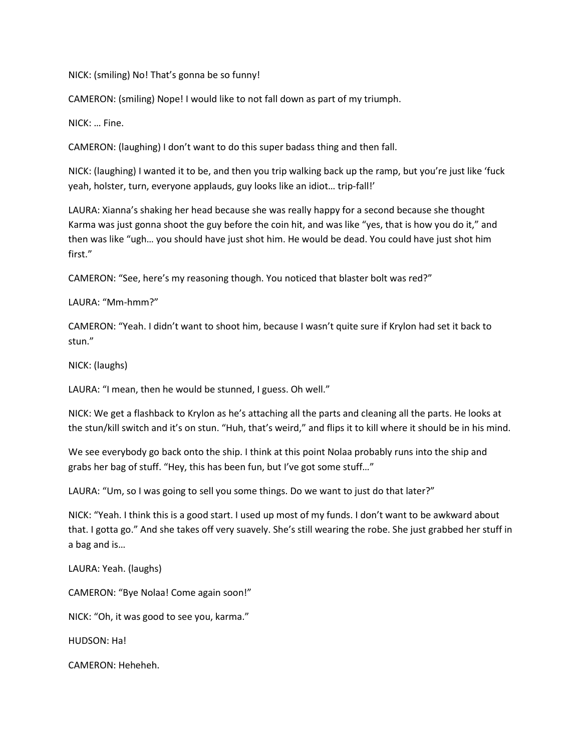NICK: (smiling) No! That's gonna be so funny!

CAMERON: (smiling) Nope! I would like to not fall down as part of my triumph.

NICK: … Fine.

CAMERON: (laughing) I don't want to do this super badass thing and then fall.

NICK: (laughing) I wanted it to be, and then you trip walking back up the ramp, but you're just like 'fuck yeah, holster, turn, everyone applauds, guy looks like an idiot… trip-fall!'

LAURA: Xianna's shaking her head because she was really happy for a second because she thought Karma was just gonna shoot the guy before the coin hit, and was like "yes, that is how you do it," and then was like "ugh… you should have just shot him. He would be dead. You could have just shot him first."

CAMERON: "See, here's my reasoning though. You noticed that blaster bolt was red?"

LAURA: "Mm-hmm?"

CAMERON: "Yeah. I didn't want to shoot him, because I wasn't quite sure if Krylon had set it back to stun."

NICK: (laughs)

LAURA: "I mean, then he would be stunned, I guess. Oh well."

NICK: We get a flashback to Krylon as he's attaching all the parts and cleaning all the parts. He looks at the stun/kill switch and it's on stun. "Huh, that's weird," and flips it to kill where it should be in his mind.

We see everybody go back onto the ship. I think at this point Nolaa probably runs into the ship and grabs her bag of stuff. "Hey, this has been fun, but I've got some stuff…"

LAURA: "Um, so I was going to sell you some things. Do we want to just do that later?"

NICK: "Yeah. I think this is a good start. I used up most of my funds. I don't want to be awkward about that. I gotta go." And she takes off very suavely. She's still wearing the robe. She just grabbed her stuff in a bag and is…

LAURA: Yeah. (laughs)

CAMERON: "Bye Nolaa! Come again soon!"

NICK: "Oh, it was good to see you, karma."

HUDSON: Ha!

CAMERON: Heheheh.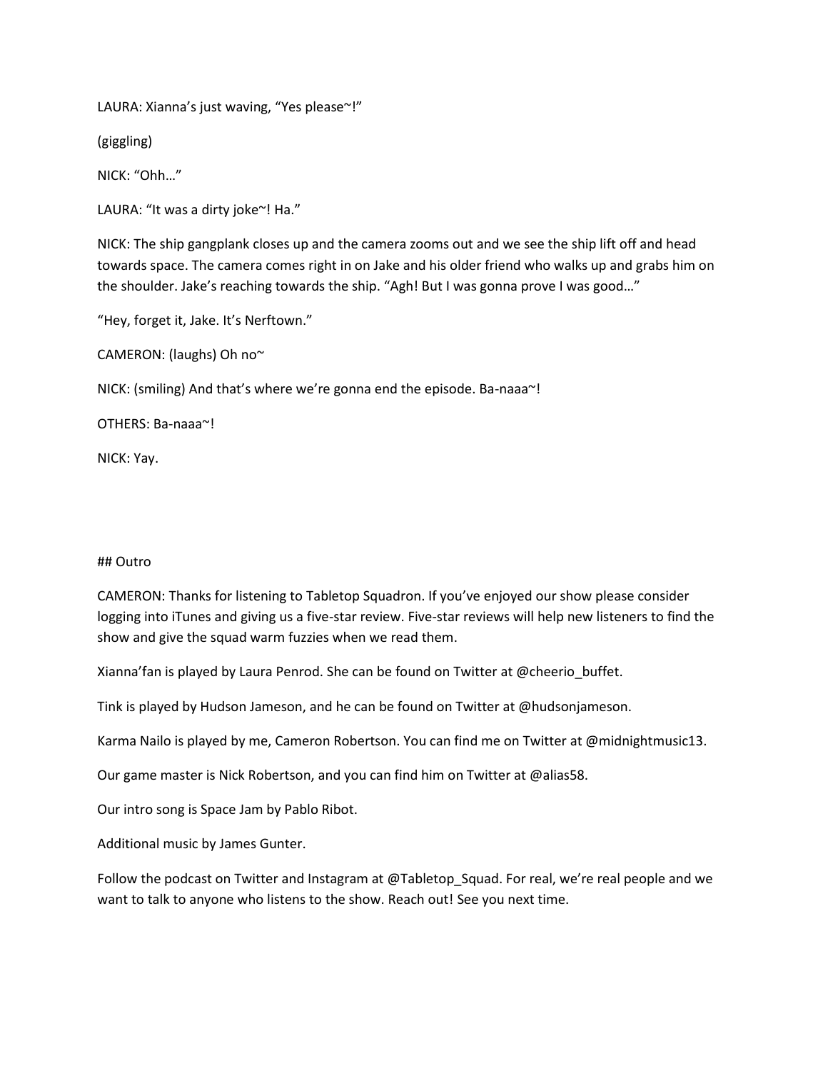LAURA: Xianna's just waving, "Yes please~!"

(giggling)

NICK: "Ohh…"

LAURA: "It was a dirty joke~! Ha."

NICK: The ship gangplank closes up and the camera zooms out and we see the ship lift off and head towards space. The camera comes right in on Jake and his older friend who walks up and grabs him on the shoulder. Jake's reaching towards the ship. "Agh! But I was gonna prove I was good…"

"Hey, forget it, Jake. It's Nerftown."

CAMERON: (laughs) Oh no~

NICK: (smiling) And that's where we're gonna end the episode. Ba-naaa~!

OTHERS: Ba-naaa~!

NICK: Yay.

## Outro

CAMERON: Thanks for listening to Tabletop Squadron. If you've enjoyed our show please consider logging into iTunes and giving us a five-star review. Five-star reviews will help new listeners to find the show and give the squad warm fuzzies when we read them.

Xianna'fan is played by Laura Penrod. She can be found on Twitter at @cheerio_buffet.

Tink is played by Hudson Jameson, and he can be found on Twitter at @hudsonjameson.

Karma Nailo is played by me, Cameron Robertson. You can find me on Twitter at @midnightmusic13.

Our game master is Nick Robertson, and you can find him on Twitter at @alias58.

Our intro song is Space Jam by Pablo Ribot.

Additional music by James Gunter.

Follow the podcast on Twitter and Instagram at @Tabletop_Squad. For real, we're real people and we want to talk to anyone who listens to the show. Reach out! See you next time.